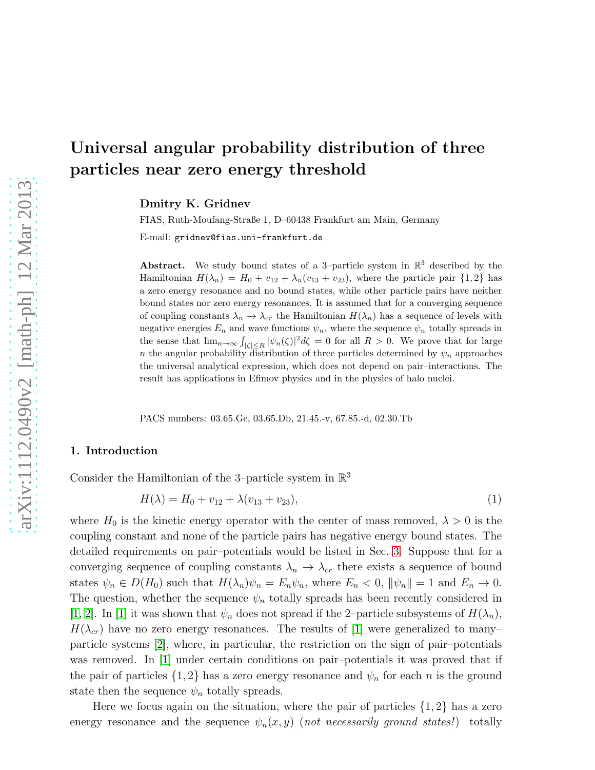# Universal angular probability distribution of three particles near zero energy threshold

**Dmitry K. Gridnev**

FIAS, Ruth-Moufang-Straße 1, D–60438 Frankfurt am Main, Germany

E-mail: gridnev@fias.uni-frankfurt.de

**Abstract.** We study bound states of a 3–particle system in $\mathbb{R}^3$ described by the Hamiltonian $H(\lambda_n) = H_0 + v_{12} + \lambda_n(v_{13} + v_{23})$, where the particle pair $\{1, 2\}$ has a zero energy resonance and no bound states, while other particle pairs have neither bound states nor zero energy resonances. It is assumed that for a converging sequence of coupling constants $\lambda_n \to \lambda_{cr}$ the Hamiltonian $H(\lambda_n)$ has a sequence of levels with negative energies $E_n$ and wave functions $\psi_n$, where the sequence $\psi_n$ totally spreads in the sense that $\lim_{n\to\infty} \int_{|\zeta|\leq R} |\psi_n(\zeta)|^2 d\zeta = 0$ for all $R > 0$. We prove that for large $n$ the angular probability distribution of three particles determined by $\psi_n$ approaches the universal analytical expression, which does not depend on pair–interactions. The result has applications in Efimov physics and in the physics of halo nuclei.

PACS numbers: 03.65.Ge, 03.65.Db, 21.45.-v, 67.85.-d, 02.30.Tb

## 1. Introduction

Consider the Hamiltonian of the 3–particle system in $\mathbb{R}^3$

$$H(\lambda) = H_0 + v_{12} + \lambda(v_{13} + v_{23}), \tag{1}$$

where $H_0$ is the kinetic energy operator with the center of mass removed, $\lambda > 0$ is the coupling constant and none of the particle pairs has negative energy bound states. The detailed requirements on pair–potentials would be listed in Sec. 3. Suppose that for a converging sequence of coupling constants $\lambda_n \to \lambda_{cr}$ there exists a sequence of bound states $\psi_n \in D(H_0)$ such that $H(\lambda_n)\psi_n = E_n\psi_n$, where $E_n < 0$, $\|\psi_n\| = 1$ and $E_n \to 0$. The question, whether the sequence $\psi_n$ totally spreads has been recently considered in [1, 2]. In [1] it was shown that $\psi_n$ does not spread if the 2–particle subsystems of $H(\lambda_n)$, $H(\lambda_{cr})$ have no zero energy resonances. The results of [1] were generalized to many–particle systems [2], where, in particular, the restriction on the sign of pair–potentials was removed. In [1] under certain conditions on pair–potentials it was proved that if the pair of particles $\{1, 2\}$ has a zero energy resonance and $\psi_n$ for each $n$ is the ground state then the sequence $\psi_n$ totally spreads.

Here we focus again on the situation, where the pair of particles $\{1, 2\}$ has a zero energy resonance and the sequence $\psi_n(x, y)$ (*not necessarily ground states!*) totally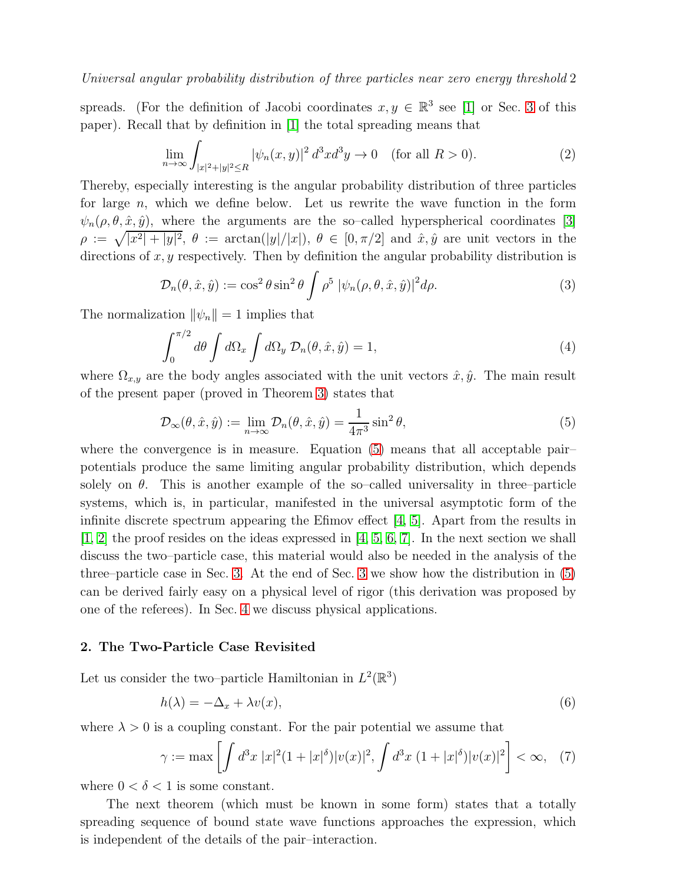spreads. (For the definition of Jacobi coordinates $x, y \in \mathbb{R}^3$ see [1] or Sec. 3 of this paper). Recall that by definition in [1] the total spreading means that

$$\lim_{n\to\infty} \int_{|x|^2+|y|^2 \leq R} |\psi_n(x,y)|^2 \, d^3x d^3y \to 0 \quad \text{(for all } R > 0). \tag{2}$$

Thereby, especially interesting is the angular probability distribution of three particles for large $n$, which we define below. Let us rewrite the wave function in the form $\psi_n(\rho, \theta, \hat{x}, \hat{y})$, where the arguments are the so–called hyperspherical coordinates [3] $\rho := \sqrt{|x^2| + |y|^2}$, $\theta := \arctan(|y|/|x|)$, $\theta \in [0, \pi/2]$ and $\hat{x}, \hat{y}$ are unit vectors in the directions of $x, y$ respectively. Then by definition the angular probability distribution is

$$\mathcal{D}_n(\theta, \hat{x}, \hat{y}) := \cos^2\theta \sin^2\theta \int \rho^5 \, |\psi_n(\rho, \theta, \hat{x}, \hat{y})|^2 d\rho. \tag{3}$$

The normalization $\|\psi_n\| = 1$ implies that

$$\int_0^{\pi/2} d\theta \int d\Omega_x \int d\Omega_y \; \mathcal{D}_n(\theta, \hat{x}, \hat{y}) = 1, \tag{4}$$

where $\Omega_{x,y}$ are the body angles associated with the unit vectors $\hat{x}, \hat{y}$. The main result of the present paper (proved in Theorem 3) states that

$$\mathcal{D}_\infty(\theta, \hat{x}, \hat{y}) := \lim_{n\to\infty} \mathcal{D}_n(\theta, \hat{x}, \hat{y}) = \frac{1}{4\pi^3} \sin^2\theta, \tag{5}$$

where the convergence is in measure. Equation (5) means that all acceptable pair–potentials produce the same limiting angular probability distribution, which depends solely on $\theta$. This is another example of the so–called universality in three–particle systems, which is, in particular, manifested in the universal asymptotic form of the infinite discrete spectrum appearing the Efimov effect [4, 5]. Apart from the results in [1, 2] the proof resides on the ideas expressed in [4, 5, 6, 7]. In the next section we shall discuss the two–particle case, this material would also be needed in the analysis of the three–particle case in Sec. 3. At the end of Sec. 3 we show how the distribution in (5) can be derived fairly easy on a physical level of rigor (this derivation was proposed by one of the referees). In Sec. 4 we discuss physical applications.

## 2. The Two-Particle Case Revisited

Let us consider the two–particle Hamiltonian in $L^2(\mathbb{R}^3)$

$$h(\lambda) = -\Delta_x + \lambda v(x), \tag{6}$$

where $\lambda > 0$ is a coupling constant. For the pair potential we assume that

$$\gamma := \max\left[\int d^3x \; |x|^2(1 + |x|^\delta)|v(x)|^2, \int d^3x \; (1 + |x|^\delta)|v(x)|^2\right] < \infty, \tag{7}$$

where $0 < \delta < 1$ is some constant.

The next theorem (which must be known in some form) states that a totally spreading sequence of bound state wave functions approaches the expression, which is independent of the details of the pair–interaction.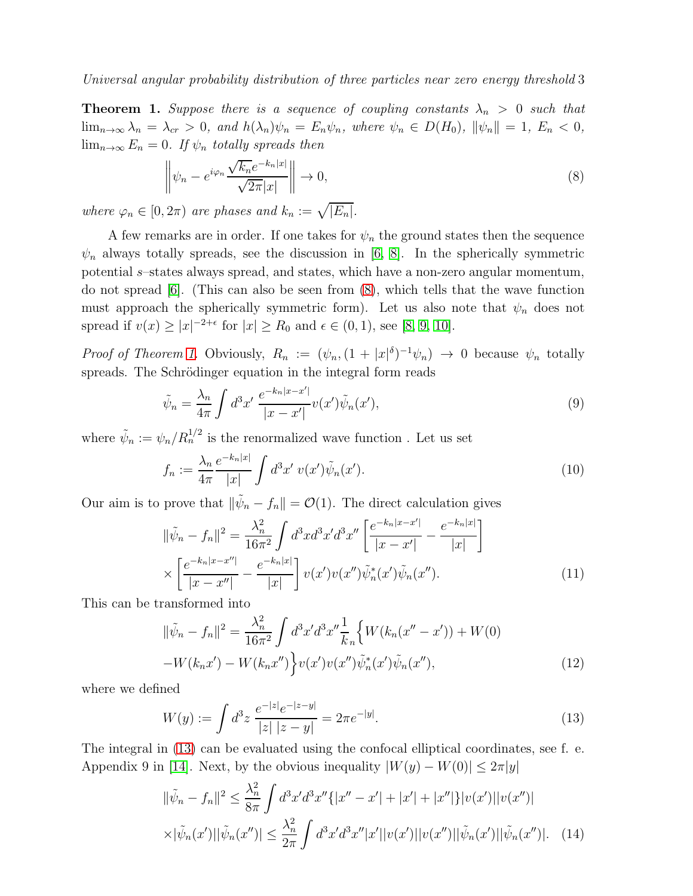**Theorem 1.** *Suppose there is a sequence of coupling constants $\lambda_n > 0$ such that $\lim_{n\to\infty} \lambda_n = \lambda_{cr} > 0$, and $h(\lambda_n)\psi_n = E_n\psi_n$, where $\psi_n \in D(H_0)$, $\|\psi_n\| = 1$, $E_n < 0$, $\lim_{n\to\infty} E_n = 0$. If $\psi_n$ totally spreads then*

$$
\left\| \psi_n - e^{i\varphi_n} \frac{\sqrt{k_n} e^{-k_n|x|}}{\sqrt{2\pi}|x|} \right\| \to 0, \tag{8}
$$

*where $\varphi_n \in [0, 2\pi)$ are phases and $k_n := \sqrt{|E_n|}$.*

A few remarks are in order. If one takes for $\psi_n$ the ground states then the sequence $\psi_n$ always totally spreads, see the discussion in [6, 8]. In the spherically symmetric potential $s$–states always spread, and states, which have a non-zero angular momentum, do not spread [6]. (This can also be seen from (8), which tells that the wave function must approach the spherically symmetric form). Let us also note that $\psi_n$ does not spread if $v(x) \geq |x|^{-2+\epsilon}$ for $|x| \geq R_0$ and $\epsilon \in (0, 1)$, see [8, 9, 10].

*Proof of Theorem 1.* Obviously, $R_n := (\psi_n, (1 + |x|^\delta)^{-1}\psi_n) \to 0$ because $\psi_n$ totally spreads. The Schrödinger equation in the integral form reads

$$
\tilde{\psi}_n = \frac{\lambda_n}{4\pi} \int d^3x' \, \frac{e^{-k_n|x-x'|}}{|x-x'|} v(x') \tilde{\psi}_n(x'), \tag{9}
$$

where $\tilde{\psi}_n := \psi_n / R_n^{1/2}$ is the renormalized wave function . Let us set

$$
f_n := \frac{\lambda_n}{4\pi} \frac{e^{-k_n|x|}}{|x|} \int d^3x' \; v(x') \tilde{\psi}_n(x'). \tag{10}
$$

Our aim is to prove that $\|\tilde{\psi}_n - f_n\| = \mathcal{O}(1)$. The direct calculation gives

$$
\|\tilde{\psi}_n - f_n\|^2 = \frac{\lambda_n^2}{16\pi^2} \int d^3x d^3x' d^3x'' \left[ \frac{e^{-k_n|x-x'|}}{|x-x'|} - \frac{e^{-k_n|x|}}{|x|} \right]
$$

$$
\times \left[ \frac{e^{-k_n|x-x''|}}{|x-x''|} - \frac{e^{-k_n|x|}}{|x|} \right] v(x') v(x'') \tilde{\psi}_n^*(x') \tilde{\psi}_n(x''). \tag{11}
$$

This can be transformed into

$$
\|\tilde{\psi}_n - f_n\|^2 = \frac{\lambda_n^2}{16\pi^2} \int d^3x' d^3x'' \frac{1}{k_n} \Big\{ W(k_n(x'' - x')) + W(0)
$$

$$
- W(k_n x') - W(k_n x'') \Big\} v(x') v(x'') \tilde{\psi}_n^*(x') \tilde{\psi}_n(x''), \tag{12}
$$

where we defined

$$
W(y) := \int d^3z \; \frac{e^{-|z|} e^{-|z-y|}}{|z| \; |z-y|} = 2\pi e^{-|y|}. \tag{13}
$$

The integral in (13) can be evaluated using the confocal elliptical coordinates, see f. e. Appendix 9 in [14]. Next, by the obvious inequality $|W(y) - W(0)| \leq 2\pi|y|$

$$
\|\tilde{\psi}_n - f_n\|^2 \leq \frac{\lambda_n^2}{8\pi} \int d^3x' d^3x'' \{|x'' - x'| + |x'| + |x''|\} |v(x')| |v(x'')|
$$

$$
\times |\tilde{\psi}_n(x')| |\tilde{\psi}_n(x'')| \leq \frac{\lambda_n^2}{2\pi} \int d^3x' d^3x'' |x'| |v(x')| |v(x'')| |\tilde{\psi}_n(x')| |\tilde{\psi}_n(x'')|. \tag{14}
$$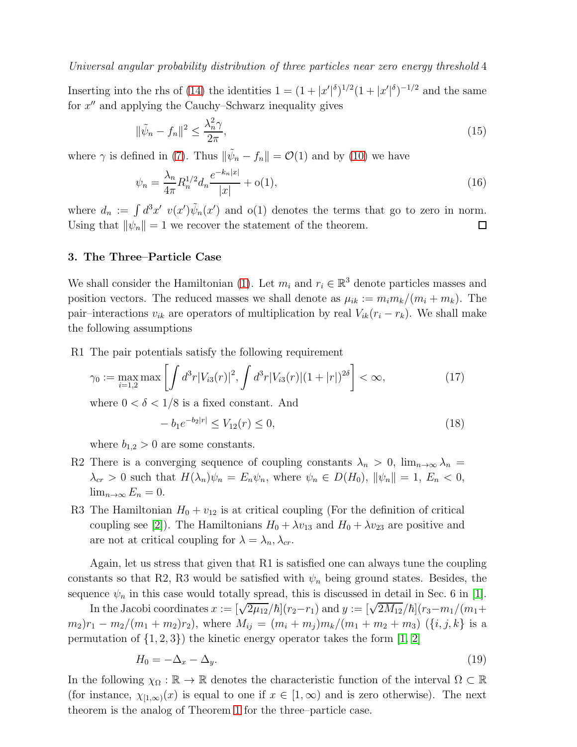Inserting into the rhs of (14) the identities $1 = (1 + |x'|^\delta)^{1/2}(1 + |x'|^\delta)^{-1/2}$ and the same for $x''$ and applying the Cauchy–Schwarz inequality gives

$$\|\tilde{\psi}_n - f_n\|^2 \leq \frac{\lambda_n^2 \gamma}{2\pi}, \tag{15}$$

where $\gamma$ is defined in (7). Thus $\|\tilde{\psi}_n - f_n\| = \mathcal{O}(1)$ and by (10) we have

$$\psi_n = \frac{\lambda_n}{4\pi} R_n^{1/2} d_n \frac{e^{-k_n|x|}}{|x|} + \mathrm{o}(1), \tag{16}$$

where $d_n := \int d^3x' \; v(x')\tilde{\psi}_n(x')$ and o(1) denotes the terms that go to zero in norm. Using that $\|\psi_n\| = 1$ we recover the statement of the theorem. □

## 3. The Three–Particle Case

We shall consider the Hamiltonian (1). Let $m_i$ and $r_i \in \mathbb{R}^3$ denote particles masses and position vectors. The reduced masses we shall denote as $\mu_{ik} := m_i m_k/(m_i + m_k)$. The pair–interactions $v_{ik}$ are operators of multiplication by real $V_{ik}(r_i - r_k)$. We shall make the following assumptions

R1 The pair potentials satisfy the following requirement

$$\gamma_0 := \max_{i=1,2} \max \left[ \int d^3r |V_{i3}(r)|^2, \int d^3r |V_{i3}(r)|(1 + |r|)^{2\delta} \right] < \infty, \tag{17}$$

where $0 < \delta < 1/8$ is a fixed constant. And

$$-b_1 e^{-b_2|r|} \leq V_{12}(r) \leq 0, \tag{18}$$

where $b_{1,2} > 0$ are some constants.

R2 There is a converging sequence of coupling constants $\lambda_n > 0$, $\lim_{n\to\infty} \lambda_n = \lambda_{cr} > 0$ such that $H(\lambda_n)\psi_n = E_n\psi_n$, where $\psi_n \in D(H_0)$, $\|\psi_n\| = 1$, $E_n < 0$, $\lim_{n\to\infty} E_n = 0$.

R3 The Hamiltonian $H_0 + v_{12}$ is at critical coupling (For the definition of critical coupling see [2]). The Hamiltonians $H_0 + \lambda v_{13}$ and $H_0 + \lambda v_{23}$ are positive and are not at critical coupling for $\lambda = \lambda_n, \lambda_{cr}$.

Again, let us stress that given that R1 is satisfied one can always tune the coupling constants so that R2, R3 would be satisfied with $\psi_n$ being ground states. Besides, the sequence $\psi_n$ in this case would totally spread, this is discussed in detail in Sec. 6 in [1].

In the Jacobi coordinates $x := [\sqrt{2\mu_{12}}/\hbar](r_2 - r_1)$ and $y := [\sqrt{2M_{12}}/\hbar](r_3 - m_1/(m_1 + m_2)r_1 - m_2/(m_1 + m_2)r_2)$, where $M_{ij} = (m_i + m_j)m_k/(m_1 + m_2 + m_3)$ ($\{i, j, k\}$ is a permutation of $\{1, 2, 3\}$) the kinetic energy operator takes the form [1, 2]

$$H_0 = -\Delta_x - \Delta_y. \tag{19}$$

In the following $\chi_\Omega : \mathbb{R} \to \mathbb{R}$ denotes the characteristic function of the interval $\Omega \subset \mathbb{R}$ (for instance, $\chi_{[1,\infty)}(x)$ is equal to one if $x \in [1, \infty)$ and is zero otherwise). The next theorem is the analog of Theorem 1 for the three–particle case.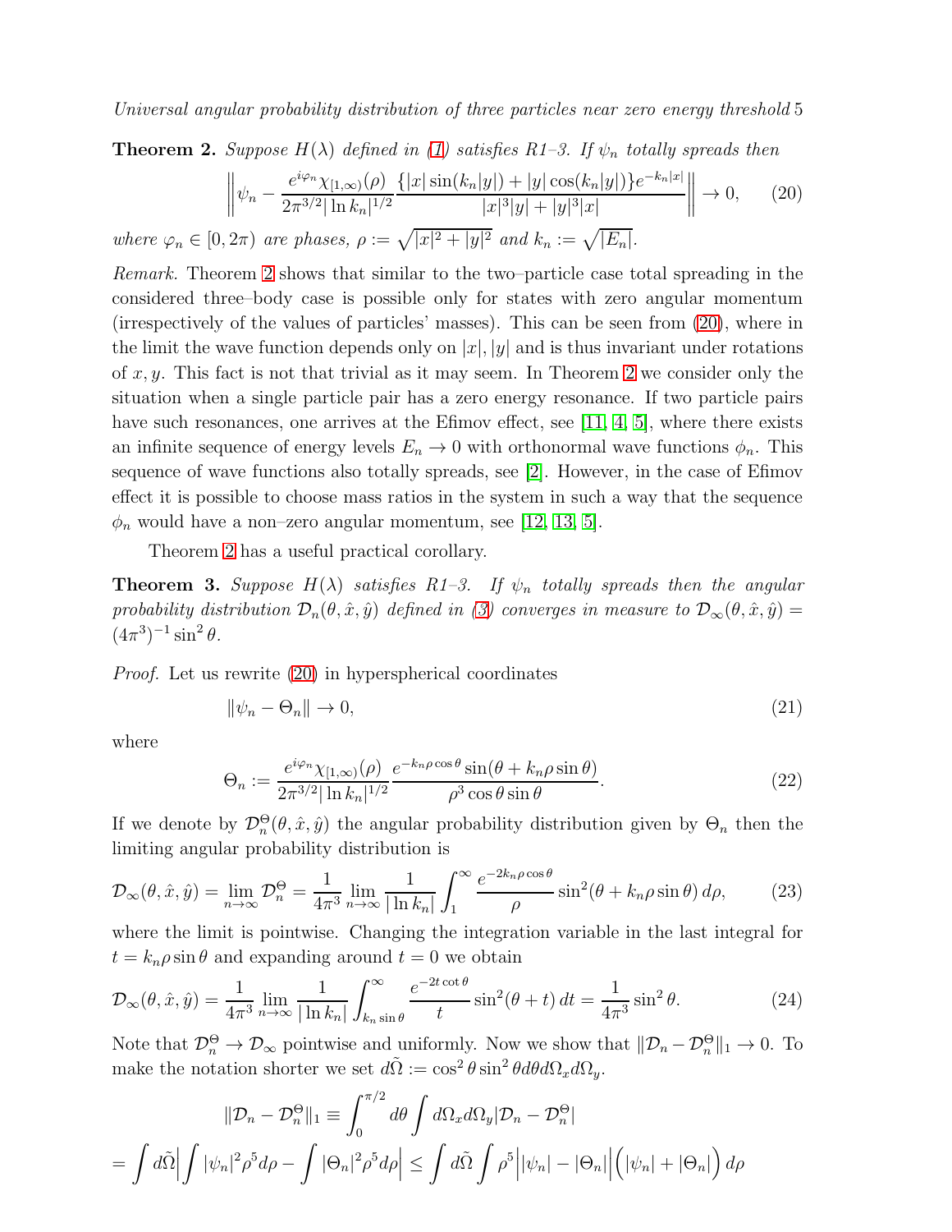**Theorem 2.** *Suppose $H(\lambda)$ defined in (1) satisfies R1–3. If $\psi_n$ totally spreads then*

$$
\left\| \psi_n - \frac{e^{i\varphi_n}\chi_{[1,\infty)}(\rho)}{2\pi^{3/2}|\ln k_n|^{1/2}} \frac{\{|x|\sin(k_n|y|) + |y|\cos(k_n|y|)\}e^{-k_n|x|}}{|x|^3|y| + |y|^3|x|} \right\| \to 0, \tag{20}
$$

*where $\varphi_n \in [0, 2\pi)$ are phases, $\rho := \sqrt{|x|^2 + |y|^2}$ and $k_n := \sqrt{|E_n|}$.*

*Remark.* Theorem 2 shows that similar to the two–particle case total spreading in the considered three–body case is possible only for states with zero angular momentum (irrespectively of the values of particles' masses). This can be seen from (20), where in the limit the wave function depends only on $|x|, |y|$ and is thus invariant under rotations of $x, y$. This fact is not that trivial as it may seem. In Theorem 2 we consider only the situation when a single particle pair has a zero energy resonance. If two particle pairs have such resonances, one arrives at the Efimov effect, see [11, 4, 5], where there exists an infinite sequence of energy levels $E_n \to 0$ with orthonormal wave functions $\phi_n$. This sequence of wave functions also totally spreads, see [2]. However, in the case of Efimov effect it is possible to choose mass ratios in the system in such a way that the sequence $\phi_n$ would have a non–zero angular momentum, see [12, 13, 5].

Theorem 2 has a useful practical corollary.

**Theorem 3.** *Suppose $H(\lambda)$ satisfies R1–3. If $\psi_n$ totally spreads then the angular probability distribution $\mathcal{D}_n(\theta, \hat{x}, \hat{y})$ defined in (3) converges in measure to $\mathcal{D}_\infty(\theta, \hat{x}, \hat{y}) = (4\pi^3)^{-1}\sin^2\theta$.*

*Proof.* Let us rewrite (20) in hyperspherical coordinates

$$
\|\psi_n - \Theta_n\| \to 0, \tag{21}
$$

where

$$
\Theta_n := \frac{e^{i\varphi_n}\chi_{[1,\infty)}(\rho)}{2\pi^{3/2}|\ln k_n|^{1/2}} \frac{e^{-k_n\rho\cos\theta}\sin(\theta + k_n\rho\sin\theta)}{\rho^3\cos\theta\sin\theta}. \tag{22}
$$

If we denote by $\mathcal{D}_n^\Theta(\theta, \hat{x}, \hat{y})$ the angular probability distribution given by $\Theta_n$ then the limiting angular probability distribution is

$$
\mathcal{D}_\infty(\theta, \hat{x}, \hat{y}) = \lim_{n\to\infty} \mathcal{D}_n^\Theta = \frac{1}{4\pi^3} \lim_{n\to\infty} \frac{1}{|\ln k_n|} \int_1^\infty \frac{e^{-2k_n\rho\cos\theta}}{\rho} \sin^2(\theta + k_n\rho\sin\theta)\, d\rho, \tag{23}
$$

where the limit is pointwise. Changing the integration variable in the last integral for $t = k_n\rho\sin\theta$ and expanding around $t = 0$ we obtain

$$
\mathcal{D}_\infty(\theta, \hat{x}, \hat{y}) = \frac{1}{4\pi^3} \lim_{n\to\infty} \frac{1}{|\ln k_n|} \int_{k_n\sin\theta}^\infty \frac{e^{-2t\cot\theta}}{t} \sin^2(\theta + t)\, dt = \frac{1}{4\pi^3}\sin^2\theta. \tag{24}
$$

Note that $\mathcal{D}_n^\Theta \to \mathcal{D}_\infty$ pointwise and uniformly. Now we show that $\|\mathcal{D}_n - \mathcal{D}_n^\Theta\|_1 \to 0$. To make the notation shorter we set $d\tilde{\Omega} := \cos^2\theta\sin^2\theta d\theta d\Omega_x d\Omega_y$.

$$
\|\mathcal{D}_n - \mathcal{D}_n^\Theta\|_1 \equiv \int_0^{\pi/2} d\theta \int d\Omega_x d\Omega_y |\mathcal{D}_n - \mathcal{D}_n^\Theta|
$$

$$
= \int d\tilde{\Omega} \Big| \int |\psi_n|^2 \rho^5 d\rho - \int |\Theta_n|^2 \rho^5 d\rho \Big| \leq \int d\tilde{\Omega} \int \rho^5 \Big| |\psi_n| - |\Theta_n| \Big| \Big( |\psi_n| + |\Theta_n| \Big)\, d\rho
$$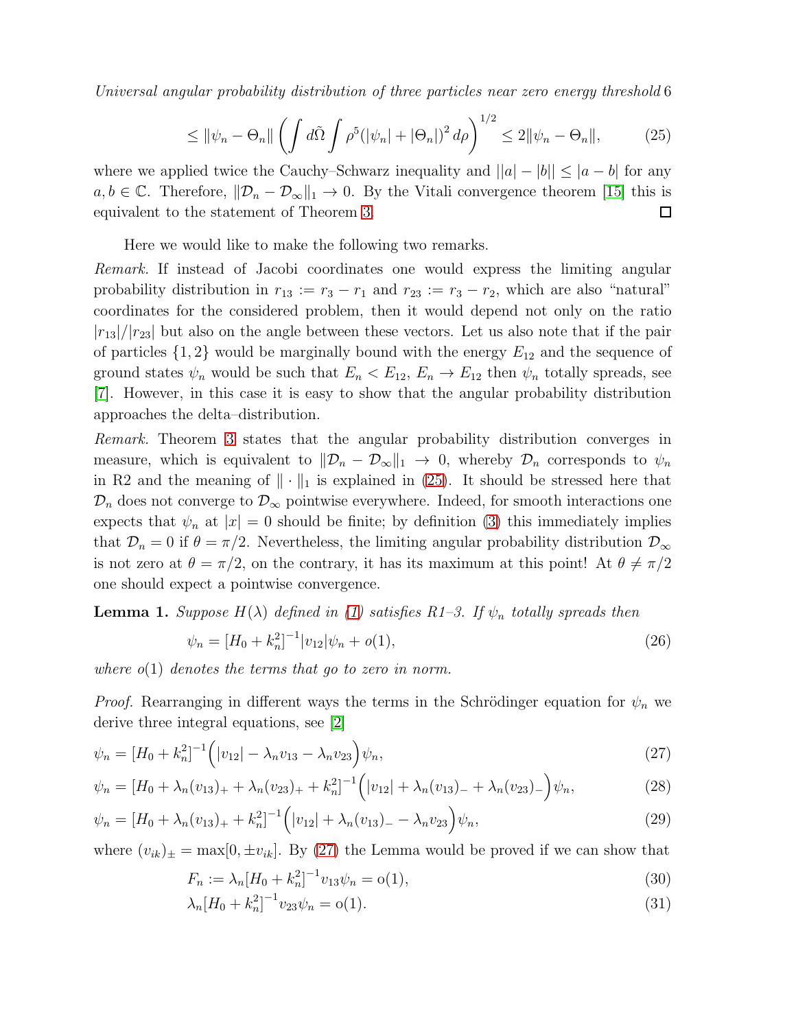$$
\leq \|\psi_n - \Theta_n\| \left( \int d\tilde{\Omega} \int \rho^5 (|\psi_n| + |\Theta_n|)^2 \, d\rho \right)^{1/2} \leq 2\|\psi_n - \Theta_n\|, \tag{25}
$$

where we applied twice the Cauchy–Schwarz inequality and $||a| - |b|| \leq |a - b|$ for any $a, b \in \mathbb{C}$. Therefore, $\|\mathcal{D}_n - \mathcal{D}_\infty\|_1 \to 0$. By the Vitali convergence theorem [15] this is equivalent to the statement of Theorem 3. □

Here we would like to make the following two remarks.

*Remark.* If instead of Jacobi coordinates one would express the limiting angular probability distribution in $r_{13} := r_3 - r_1$ and $r_{23} := r_3 - r_2$, which are also "natural" coordinates for the considered problem, then it would depend not only on the ratio $|r_{13}|/|r_{23}|$ but also on the angle between these vectors. Let us also note that if the pair of particles $\{1, 2\}$ would be marginally bound with the energy $E_{12}$ and the sequence of ground states $\psi_n$ would be such that $E_n < E_{12}$, $E_n \to E_{12}$ then $\psi_n$ totally spreads, see [7]. However, in this case it is easy to show that the angular probability distribution approaches the delta–distribution.

*Remark.* Theorem 3 states that the angular probability distribution converges in measure, which is equivalent to $\|\mathcal{D}_n - \mathcal{D}_\infty\|_1 \to 0$, whereby $\mathcal{D}_n$ corresponds to $\psi_n$ in R2 and the meaning of $\|\cdot\|_1$ is explained in (25). It should be stressed here that $\mathcal{D}_n$ does not converge to $\mathcal{D}_\infty$ pointwise everywhere. Indeed, for smooth interactions one expects that $\psi_n$ at $|x| = 0$ should be finite; by definition (3) this immediately implies that $\mathcal{D}_n = 0$ if $\theta = \pi/2$. Nevertheless, the limiting angular probability distribution $\mathcal{D}_\infty$ is not zero at $\theta = \pi/2$, on the contrary, it has its maximum at this point! At $\theta \neq \pi/2$ one should expect a pointwise convergence.

**Lemma 1.** *Suppose $H(\lambda)$ defined in (1) satisfies R1–3. If $\psi_n$ totally spreads then*

$$
\psi_n = [H_0 + k_n^2]^{-1} |v_{12}| \psi_n + o(1), \tag{26}
$$

*where $o(1)$ denotes the terms that go to zero in norm.*

*Proof.* Rearranging in different ways the terms in the Schrödinger equation for $\psi_n$ we derive three integral equations, see [2]

$$
\psi_n = [H_0 + k_n^2]^{-1} \Big( |v_{12}| - \lambda_n v_{13} - \lambda_n v_{23} \Big) \psi_n, \tag{27}
$$

$$
\psi_n = [H_0 + \lambda_n (v_{13})_+ + \lambda_n (v_{23})_+ + k_n^2]^{-1} \Big( |v_{12}| + \lambda_n (v_{13})_- + \lambda_n (v_{23})_- \Big) \psi_n, \tag{28}
$$

$$
\psi_n = [H_0 + \lambda_n (v_{13})_+ + k_n^2]^{-1} \Big( |v_{12}| + \lambda_n (v_{13})_- - \lambda_n v_{23} \Big) \psi_n, \tag{29}
$$

where $(v_{ik})_\pm = \max[0, \pm v_{ik}]$. By (27) the Lemma would be proved if we can show that

$$
F_n := \lambda_n [H_0 + k_n^2]^{-1} v_{13} \psi_n = \mathrm{o}(1), \tag{30}
$$

$$
\lambda_n [H_0 + k_n^2]^{-1} v_{23} \psi_n = \mathrm{o}(1). \tag{31}
$$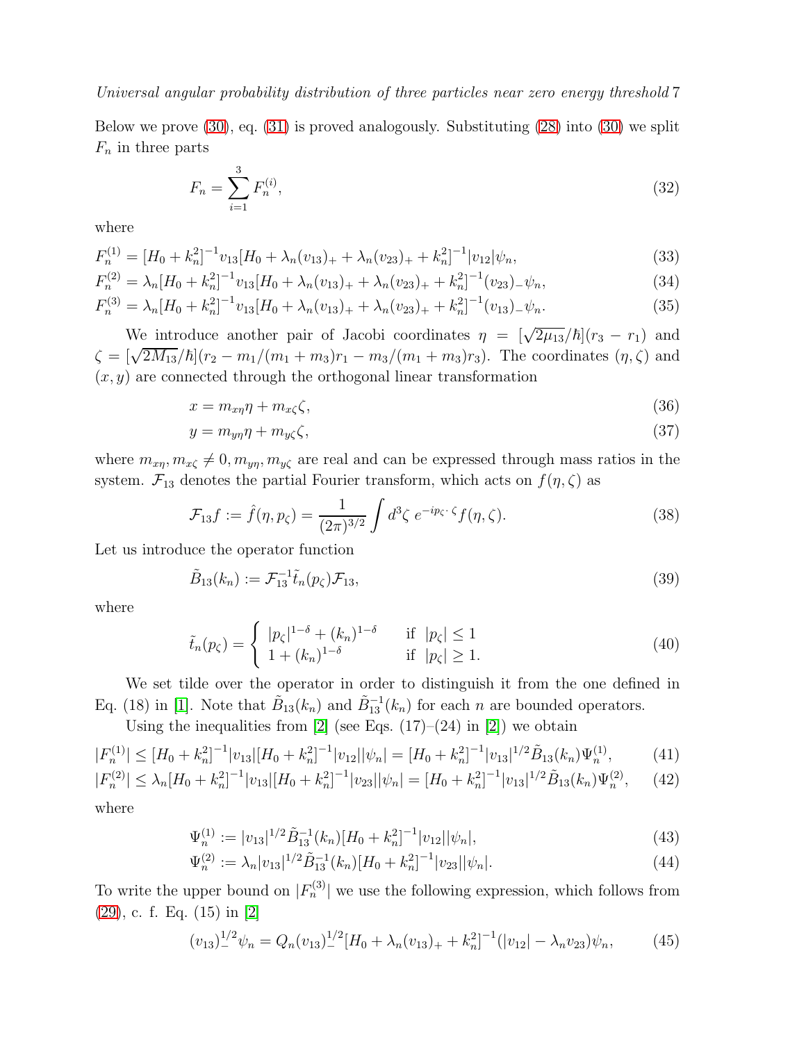Below we prove (30), eq. (31) is proved analogously. Substituting (28) into (30) we split $F_n$ in three parts

$$F_n = \sum_{i=1}^{3} F_n^{(i)}, \tag{32}$$

where

$$F_n^{(1)} = [H_0 + k_n^2]^{-1} v_{13} [H_0 + \lambda_n (v_{13})_+ + \lambda_n (v_{23})_+ + k_n^2]^{-1} |v_{12}| \psi_n, \tag{33}$$

$$F_n^{(2)} = \lambda_n [H_0 + k_n^2]^{-1} v_{13} [H_0 + \lambda_n (v_{13})_+ + \lambda_n (v_{23})_+ + k_n^2]^{-1} (v_{23})_- \psi_n, \tag{34}$$

$$F_n^{(3)} = \lambda_n [H_0 + k_n^2]^{-1} v_{13} [H_0 + \lambda_n (v_{13})_+ + \lambda_n (v_{23})_+ + k_n^2]^{-1} (v_{13})_- \psi_n. \tag{35}$$

We introduce another pair of Jacobi coordinates $\eta = [\sqrt{2\mu_{13}}/\hbar](r_3 - r_1)$ and $\zeta = [\sqrt{2M_{13}}/\hbar](r_2 - m_1/(m_1 + m_3)r_1 - m_3/(m_1 + m_3)r_3)$. The coordinates $(\eta, \zeta)$ and $(x, y)$ are connected through the orthogonal linear transformation

$$x = m_{x\eta}\eta + m_{x\zeta}\zeta, \tag{36}$$

$$y = m_{y\eta}\eta + m_{y\zeta}\zeta, \tag{37}$$

where $m_{x\eta}, m_{x\zeta} \neq 0, m_{y\eta}, m_{y\zeta}$ are real and can be expressed through mass ratios in the system. $\mathcal{F}_{13}$ denotes the partial Fourier transform, which acts on $f(\eta, \zeta)$ as

$$\mathcal{F}_{13} f := \hat{f}(\eta, p_\zeta) = \frac{1}{(2\pi)^{3/2}} \int d^3\zeta \; e^{-ip_\zeta \cdot \zeta} f(\eta, \zeta). \tag{38}$$

Let us introduce the operator function

$$\tilde{B}_{13}(k_n) := \mathcal{F}_{13}^{-1} \tilde{t}_n(p_\zeta) \mathcal{F}_{13}, \tag{39}$$

where

$$\tilde{t}_n(p_\zeta) = \begin{cases} |p_\zeta|^{1-\delta} + (k_n)^{1-\delta} & \text{if } |p_\zeta| \leq 1 \\ 1 + (k_n)^{1-\delta} & \text{if } |p_\zeta| \geq 1. \end{cases} \tag{40}$$

We set tilde over the operator in order to distinguish it from the one defined in Eq. (18) in [1]. Note that $\tilde{B}_{13}(k_n)$ and $\tilde{B}_{13}^{-1}(k_n)$ for each $n$ are bounded operators.

Using the inequalities from [2] (see Eqs. (17)–(24) in [2]) we obtain

$$|F_n^{(1)}| \leq [H_0 + k_n^2]^{-1} |v_{13}| [H_0 + k_n^2]^{-1} |v_{12}| |\psi_n| = [H_0 + k_n^2]^{-1} |v_{13}|^{1/2} \tilde{B}_{13}(k_n) \Psi_n^{(1)}, \tag{41}$$

$$|F_n^{(2)}| \leq \lambda_n [H_0 + k_n^2]^{-1} |v_{13}| [H_0 + k_n^2]^{-1} |v_{23}| |\psi_n| = [H_0 + k_n^2]^{-1} |v_{13}|^{1/2} \tilde{B}_{13}(k_n) \Psi_n^{(2)}, \tag{42}$$

where

$$\Psi_n^{(1)} := |v_{13}|^{1/2} \tilde{B}_{13}^{-1}(k_n) [H_0 + k_n^2]^{-1} |v_{12}| |\psi_n|, \tag{43}$$

$$\Psi_n^{(2)} := \lambda_n |v_{13}|^{1/2} \tilde{B}_{13}^{-1}(k_n) [H_0 + k_n^2]^{-1} |v_{23}| |\psi_n|. \tag{44}$$

To write the upper bound on $|F_n^{(3)}|$ we use the following expression, which follows from (29), c. f. Eq. (15) in [2]

$$(v_{13})_-^{1/2} \psi_n = Q_n (v_{13})_-^{1/2} [H_0 + \lambda_n (v_{13})_+ + k_n^2]^{-1} (|v_{12}| - \lambda_n v_{23}) \psi_n, \tag{45}$$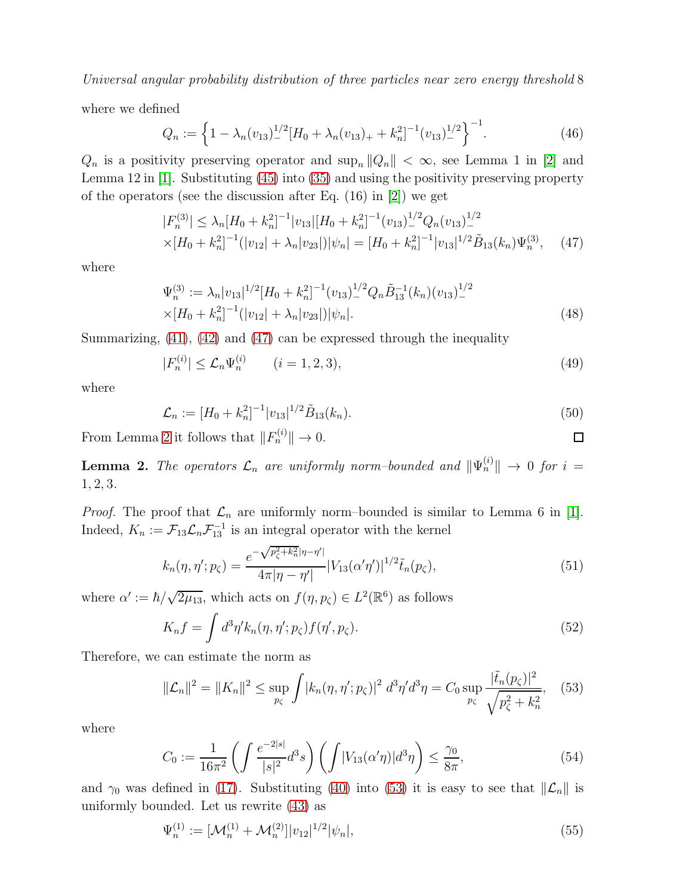where we defined

$$Q_n := \Big\{ 1 - \lambda_n (v_{13})_-^{1/2} [H_0 + \lambda_n (v_{13})_+ + k_n^2]^{-1} (v_{13})_-^{1/2} \Big\}^{-1}. \tag{46}$$

$Q_n$ is a positivity preserving operator and $\sup_n \|Q_n\| < \infty$, see Lemma 1 in [2] and Lemma 12 in [1]. Substituting (45) into (35) and using the positivity preserving property of the operators (see the discussion after Eq. (16) in [2]) we get

$$\begin{aligned} |F_n^{(3)}| &\le \lambda_n [H_0 + k_n^2]^{-1} |v_{13}| [H_0 + k_n^2]^{-1} (v_{13})_-^{1/2} Q_n (v_{13})_-^{1/2} \\ &\times [H_0 + k_n^2]^{-1} (|v_{12}| + \lambda_n |v_{23}|) |\psi_n| = [H_0 + k_n^2]^{-1} |v_{13}|^{1/2} \tilde{B}_{13}(k_n) \Psi_n^{(3)}, \end{aligned} \tag{47}$$

where

$$\begin{aligned} \Psi_n^{(3)} &:= \lambda_n |v_{13}|^{1/2} [H_0 + k_n^2]^{-1} (v_{13})_-^{1/2} Q_n \tilde{B}_{13}^{-1}(k_n) (v_{13})_-^{1/2} \\ &\times [H_0 + k_n^2]^{-1} (|v_{12}| + \lambda_n |v_{23}|) |\psi_n|. \end{aligned} \tag{48}$$

Summarizing, (41), (42) and (47) can be expressed through the inequality

$$|F_n^{(i)}| \le \mathcal{L}_n \Psi_n^{(i)} \qquad (i = 1, 2, 3), \tag{49}$$

where

$$\mathcal{L}_n := [H_0 + k_n^2]^{-1} |v_{13}|^{1/2} \tilde{B}_{13}(k_n). \tag{50}$$

From Lemma 2 it follows that $\|F_n^{(i)}\| \to 0$. □

**Lemma 2.** *The operators $\mathcal{L}_n$ are uniformly norm–bounded and $\|\Psi_n^{(i)}\| \to 0$ for $i = 1, 2, 3$.*

*Proof.* The proof that $\mathcal{L}_n$ are uniformly norm–bounded is similar to Lemma 6 in [1]. Indeed, $K_n := \mathcal{F}_{13} \mathcal{L}_n \mathcal{F}_{13}^{-1}$ is an integral operator with the kernel

$$k_n(\eta, \eta'; p_\zeta) = \frac{e^{-\sqrt{p_\zeta^2 + k_n^2}|\eta - \eta'|}}{4\pi |\eta - \eta'|} |V_{13}(\alpha' \eta')|^{1/2} \tilde{t}_n(p_\zeta), \tag{51}$$

where $\alpha' := \hbar / \sqrt{2\mu_{13}}$, which acts on $f(\eta, p_\zeta) \in L^2(\mathbb{R}^6)$ as follows

$$K_n f = \int d^3\eta' k_n(\eta, \eta'; p_\zeta) f(\eta', p_\zeta). \tag{52}$$

Therefore, we can estimate the norm as

$$\|\mathcal{L}_n\|^2 = \|K_n\|^2 \le \sup_{p_\zeta} \int |k_n(\eta, \eta'; p_\zeta)|^2 \, d^3\eta' d^3\eta = C_0 \sup_{p_\zeta} \frac{|\tilde{t}_n(p_\zeta)|^2}{\sqrt{p_\zeta^2 + k_n^2}}, \tag{53}$$

where

$$C_0 := \frac{1}{16\pi^2} \left( \int \frac{e^{-2|s|}}{|s|^2} d^3 s \right) \left( \int |V_{13}(\alpha' \eta)| d^3\eta \right) \le \frac{\gamma_0}{8\pi}, \tag{54}$$

and $\gamma_0$ was defined in (17). Substituting (40) into (53) it is easy to see that $\|\mathcal{L}_n\|$ is uniformly bounded. Let us rewrite (43) as

$$\Psi_n^{(1)} := [\mathcal{M}_n^{(1)} + \mathcal{M}_n^{(2)}] |v_{12}|^{1/2} |\psi_n|, \tag{55}$$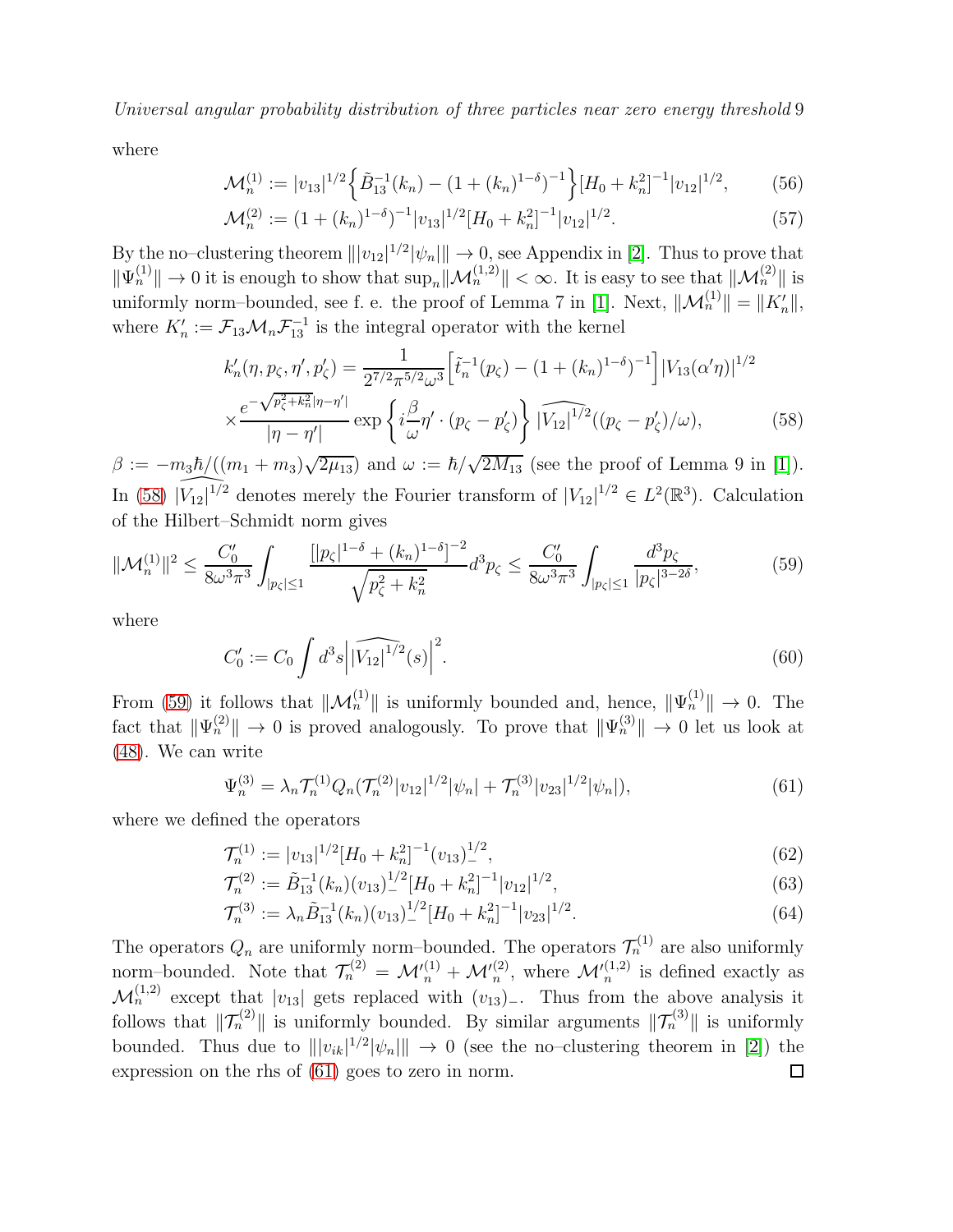where

$$\mathcal{M}_n^{(1)} := |v_{13}|^{1/2}\Big\{\tilde{B}_{13}^{-1}(k_n) - (1+(k_n)^{1-\delta})^{-1}\Big\}[H_0 + k_n^2]^{-1}|v_{12}|^{1/2}, \tag{56}$$

$$\mathcal{M}_n^{(2)} := (1+(k_n)^{1-\delta})^{-1}|v_{13}|^{1/2}[H_0 + k_n^2]^{-1}|v_{12}|^{1/2}. \tag{57}$$

By the no–clustering theorem $\||v_{12}|^{1/2}|\psi_n|\| \to 0$, see Appendix in [2]. Thus to prove that $\|\Psi_n^{(1)}\| \to 0$ it is enough to show that $\sup_n \|\mathcal{M}_n^{(1,2)}\| < \infty$. It is easy to see that $\|\mathcal{M}_n^{(2)}\|$ is uniformly norm–bounded, see f. e. the proof of Lemma 7 in [1]. Next, $\|\mathcal{M}_n^{(1)}\| = \|K_n'\|$, where $K_n' := \mathcal{F}_{13}\mathcal{M}_n\mathcal{F}_{13}^{-1}$ is the integral operator with the kernel

$$k_n'(\eta, p_\zeta, \eta', p_\zeta') = \frac{1}{2^{7/2}\pi^{5/2}\omega^3}\Big[\tilde{t}_n^{-1}(p_\zeta) - (1+(k_n)^{1-\delta})^{-1}\Big]|V_{13}(\alpha'\eta)|^{1/2}$$
$$\times \frac{e^{-\sqrt{p_\zeta^2+k_n^2}|\eta-\eta'|}}{|\eta-\eta'|}\exp\Big\{i\frac{\beta}{\omega}\eta'\cdot(p_\zeta - p_\zeta')\Big\}\,\widehat{|V_{12}|^{1/2}}((p_\zeta - p_\zeta')/\omega), \tag{58}$$

$\beta := -m_3\hbar/((m_1+m_3)\sqrt{2\mu_{13}})$ and $\omega := \hbar/\sqrt{2M_{13}}$ (see the proof of Lemma 9 in [1]). In (58) $\widehat{|V_{12}|^{1/2}}$ denotes merely the Fourier transform of $|V_{12}|^{1/2} \in L^2(\mathbb{R}^3)$. Calculation of the Hilbert–Schmidt norm gives

$$\|\mathcal{M}_n^{(1)}\|^2 \leq \frac{C_0'}{8\omega^3\pi^3}\int_{|p_\zeta|\leq 1}\frac{[|p_\zeta|^{1-\delta} + (k_n)^{1-\delta}]^{-2}}{\sqrt{p_\zeta^2+k_n^2}}d^3p_\zeta \leq \frac{C_0'}{8\omega^3\pi^3}\int_{|p_\zeta|\leq 1}\frac{d^3p_\zeta}{|p_\zeta|^{3-2\delta}}, \tag{59}$$

where

$$C_0' := C_0\int d^3s\Big|\widehat{|V_{12}|^{1/2}}(s)\Big|^2. \tag{60}$$

From (59) it follows that $\|\mathcal{M}_n^{(1)}\|$ is uniformly bounded and, hence, $\|\Psi_n^{(1)}\| \to 0$. The fact that $\|\Psi_n^{(2)}\| \to 0$ is proved analogously. To prove that $\|\Psi_n^{(3)}\| \to 0$ let us look at (48). We can write

$$\Psi_n^{(3)} = \lambda_n\mathcal{T}_n^{(1)}Q_n(\mathcal{T}_n^{(2)}|v_{12}|^{1/2}|\psi_n| + \mathcal{T}_n^{(3)}|v_{23}|^{1/2}|\psi_n|), \tag{61}$$

where we defined the operators

$$\mathcal{T}_n^{(1)} := |v_{13}|^{1/2}[H_0 + k_n^2]^{-1}(v_{13})_-^{1/2}, \tag{62}$$

$$\mathcal{T}_n^{(2)} := \tilde{B}_{13}^{-1}(k_n)(v_{13})_-^{1/2}[H_0 + k_n^2]^{-1}|v_{12}|^{1/2}, \tag{63}$$

$$\mathcal{T}_n^{(3)} := \lambda_n\tilde{B}_{13}^{-1}(k_n)(v_{13})_-^{1/2}[H_0 + k_n^2]^{-1}|v_{23}|^{1/2}. \tag{64}$$

The operators $Q_n$ are uniformly norm–bounded. The operators $\mathcal{T}_n^{(1)}$ are also uniformly norm–bounded. Note that $\mathcal{T}_n^{(2)} = \mathcal{M'}_n^{(1)} + \mathcal{M'}_n^{(2)}$, where $\mathcal{M'}_n^{(1,2)}$ is defined exactly as $\mathcal{M}_n^{(1,2)}$ except that $|v_{13}|$ gets replaced with $(v_{13})_-$. Thus from the above analysis it follows that $\|\mathcal{T}_n^{(2)}\|$ is uniformly bounded. By similar arguments $\|\mathcal{T}_n^{(3)}\|$ is uniformly bounded. Thus due to $\||v_{ik}|^{1/2}|\psi_n|\| \to 0$ (see the no–clustering theorem in [2]) the expression on the rhs of (61) goes to zero in norm. $\square$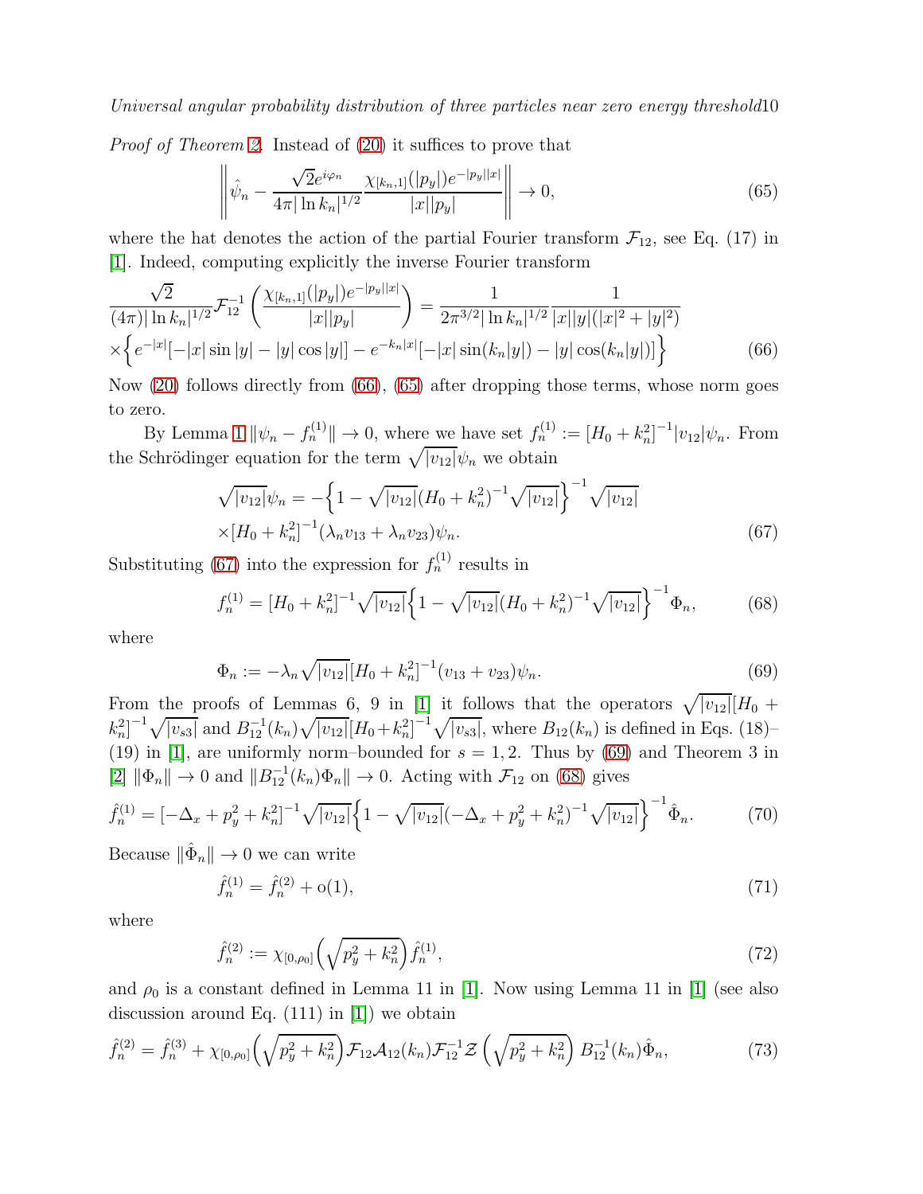*Proof of Theorem 2.* Instead of (20) it suffices to prove that

$$\left\| \hat{\psi}_n - \frac{\sqrt{2}e^{i\varphi_n}}{4\pi|\ln k_n|^{1/2}} \frac{\chi_{[k_n,1]}(|p_y|)e^{-|p_y||x|}}{|x||p_y|} \right\| \to 0, \tag{65}$$

where the hat denotes the action of the partial Fourier transform $\mathcal{F}_{12}$, see Eq. (17) in [1]. Indeed, computing explicitly the inverse Fourier transform

$$\frac{\sqrt{2}}{(4\pi)|\ln k_n|^{1/2}} \mathcal{F}_{12}^{-1}\left( \frac{\chi_{[k_n,1]}(|p_y|)e^{-|p_y||x|}}{|x||p_y|} \right) = \frac{1}{2\pi^{3/2}|\ln k_n|^{1/2}} \frac{1}{|x||y|(|x|^2+|y|^2)}$$
$$\times \Big\{ e^{-|x|}[-|x|\sin|y| - |y|\cos|y|] - e^{-k_n|x|}[-|x|\sin(k_n|y|) - |y|\cos(k_n|y|)] \Big\} \tag{66}$$

Now (20) follows directly from (66), (65) after dropping those terms, whose norm goes to zero.

By Lemma 1 $\|\psi_n - f_n^{(1)}\| \to 0$, where we have set $f_n^{(1)} := [H_0 + k_n^2]^{-1}|v_{12}|\psi_n$. From the Schrödinger equation for the term $\sqrt{|v_{12}|}\psi_n$ we obtain

$$\sqrt{|v_{12}|}\psi_n = -\Big\{ 1 - \sqrt{|v_{12}|}(H_0 + k_n^2)^{-1}\sqrt{|v_{12}|} \Big\}^{-1} \sqrt{|v_{12}|}$$
$$\times [H_0 + k_n^2]^{-1}(\lambda_n v_{13} + \lambda_n v_{23})\psi_n. \tag{67}$$

Substituting (67) into the expression for $f_n^{(1)}$ results in

$$f_n^{(1)} = [H_0 + k_n^2]^{-1}\sqrt{|v_{12}|}\Big\{ 1 - \sqrt{|v_{12}|}(H_0 + k_n^2)^{-1}\sqrt{|v_{12}|} \Big\}^{-1} \Phi_n, \tag{68}$$

where

$$\Phi_n := -\lambda_n \sqrt{|v_{12}|}[H_0 + k_n^2]^{-1}(v_{13} + v_{23})\psi_n. \tag{69}$$

From the proofs of Lemmas 6, 9 in [1] it follows that the operators $\sqrt{|v_{12}|}[H_0 + k_n^2]^{-1}\sqrt{|v_{s3}|}$ and $B_{12}^{-1}(k_n)\sqrt{|v_{12}|}[H_0 + k_n^2]^{-1}\sqrt{|v_{s3}|}$, where $B_{12}(k_n)$ is defined in Eqs. (18)–(19) in [1], are uniformly norm–bounded for $s = 1, 2$. Thus by (69) and Theorem 3 in [2] $\|\Phi_n\| \to 0$ and $\|B_{12}^{-1}(k_n)\Phi_n\| \to 0$. Acting with $\mathcal{F}_{12}$ on (68) gives

$$\hat{f}_n^{(1)} = [-\Delta_x + p_y^2 + k_n^2]^{-1}\sqrt{|v_{12}|}\Big\{ 1 - \sqrt{|v_{12}|}(-\Delta_x + p_y^2 + k_n^2)^{-1}\sqrt{|v_{12}|} \Big\}^{-1} \hat{\Phi}_n. \tag{70}$$

Because $\|\hat{\Phi}_n\| \to 0$ we can write

$$\hat{f}_n^{(1)} = \hat{f}_n^{(2)} + \mathrm{o}(1), \tag{71}$$

where

$$\hat{f}_n^{(2)} := \chi_{[0,\rho_0]}\Big( \sqrt{p_y^2 + k_n^2} \Big) \hat{f}_n^{(1)}, \tag{72}$$

and $\rho_0$ is a constant defined in Lemma 11 in [1]. Now using Lemma 11 in [1] (see also discussion around Eq. (111) in [1]) we obtain

$$\hat{f}_n^{(2)} = \hat{f}_n^{(3)} + \chi_{[0,\rho_0]}\Big( \sqrt{p_y^2 + k_n^2} \Big) \mathcal{F}_{12}\mathcal{A}_{12}(k_n)\mathcal{F}_{12}^{-1}\mathcal{Z}\left( \sqrt{p_y^2 + k_n^2} \right) B_{12}^{-1}(k_n)\hat{\Phi}_n, \tag{73}$$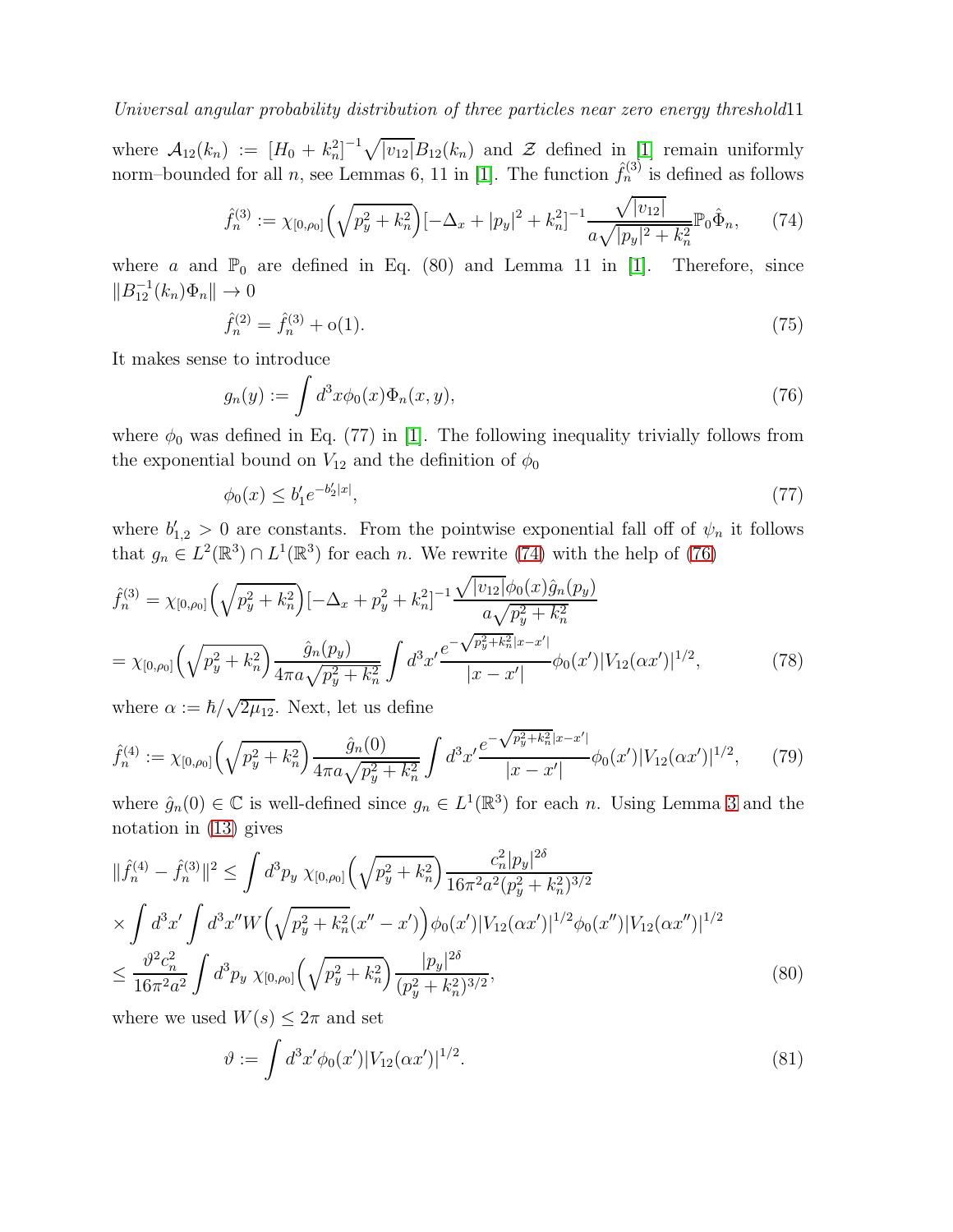where $\mathcal{A}_{12}(k_n) := [H_0 + k_n^2]^{-1}\sqrt{|v_{12}|}B_{12}(k_n)$ and $\mathcal{Z}$ defined in [1] remain uniformly norm–bounded for all $n$, see Lemmas 6, 11 in [1]. The function $\hat{f}_n^{(3)}$ is defined as follows

$$\hat{f}_n^{(3)} := \chi_{[0,\rho_0]}\Big(\sqrt{p_y^2 + k_n^2}\Big)[-\Delta_x + |p_y|^2 + k_n^2]^{-1}\frac{\sqrt{|v_{12}|}}{a\sqrt{|p_y|^2 + k_n^2}}\mathbb{P}_0\hat{\Phi}_n, \tag{74}$$

where $a$ and $\mathbb{P}_0$ are defined in Eq. (80) and Lemma 11 in [1]. Therefore, since $\|B_{12}^{-1}(k_n)\Phi_n\| \to 0$

$$\hat{f}_n^{(2)} = \hat{f}_n^{(3)} + \mathrm{o}(1). \tag{75}$$

It makes sense to introduce

$$g_n(y) := \int d^3x \phi_0(x)\Phi_n(x, y), \tag{76}$$

where $\phi_0$ was defined in Eq. (77) in [1]. The following inequality trivially follows from the exponential bound on $V_{12}$ and the definition of $\phi_0$

$$\phi_0(x) \leq b_1' e^{-b_2'|x|}, \tag{77}$$

where $b_{1,2}' > 0$ are constants. From the pointwise exponential fall off of $\psi_n$ it follows that $g_n \in L^2(\mathbb{R}^3) \cap L^1(\mathbb{R}^3)$ for each $n$. We rewrite (74) with the help of (76)

$$\begin{aligned}
\hat{f}_n^{(3)} &= \chi_{[0,\rho_0]}\Big(\sqrt{p_y^2 + k_n^2}\Big)[-\Delta_x + p_y^2 + k_n^2]^{-1}\frac{\sqrt{|v_{12}|}\phi_0(x)\hat{g}_n(p_y)}{a\sqrt{p_y^2 + k_n^2}} \\
&= \chi_{[0,\rho_0]}\Big(\sqrt{p_y^2 + k_n^2}\Big)\frac{\hat{g}_n(p_y)}{4\pi a\sqrt{p_y^2 + k_n^2}}\int d^3x' \frac{e^{-\sqrt{p_y^2+k_n^2}|x-x'|}}{|x - x'|}\phi_0(x')|V_{12}(\alpha x')|^{1/2},
\end{aligned} \tag{78}$$

where $\alpha := \hbar/\sqrt{2\mu_{12}}$. Next, let us define

$$\hat{f}_n^{(4)} := \chi_{[0,\rho_0]}\Big(\sqrt{p_y^2 + k_n^2}\Big)\frac{\hat{g}_n(0)}{4\pi a\sqrt{p_y^2 + k_n^2}}\int d^3x' \frac{e^{-\sqrt{p_y^2+k_n^2}|x-x'|}}{|x - x'|}\phi_0(x')|V_{12}(\alpha x')|^{1/2}, \tag{79}$$

where $\hat{g}_n(0) \in \mathbb{C}$ is well-defined since $g_n \in L^1(\mathbb{R}^3)$ for each $n$. Using Lemma 3 and the notation in (13) gives

$$\begin{aligned}
\|\hat{f}_n^{(4)} - \hat{f}_n^{(3)}\|^2 &\leq \int d^3p_y\; \chi_{[0,\rho_0]}\Big(\sqrt{p_y^2 + k_n^2}\Big)\frac{c_n^2|p_y|^{2\delta}}{16\pi^2a^2(p_y^2 + k_n^2)^{3/2}} \\
&\times \int d^3x' \int d^3x'' W\Big(\sqrt{p_y^2 + k_n^2}(x'' - x')\Big)\phi_0(x')|V_{12}(\alpha x')|^{1/2}\phi_0(x'')|V_{12}(\alpha x'')|^{1/2} \\
&\leq \frac{\vartheta^2 c_n^2}{16\pi^2a^2}\int d^3p_y\; \chi_{[0,\rho_0]}\Big(\sqrt{p_y^2 + k_n^2}\Big)\frac{|p_y|^{2\delta}}{(p_y^2 + k_n^2)^{3/2}},
\end{aligned} \tag{80}$$

where we used $W(s) \leq 2\pi$ and set

$$\vartheta := \int d^3x' \phi_0(x')|V_{12}(\alpha x')|^{1/2}. \tag{81}$$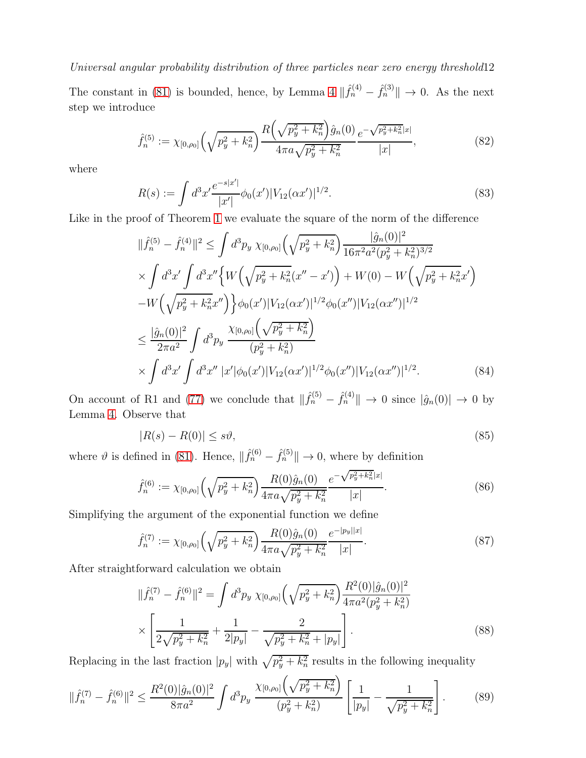The constant in (81) is bounded, hence, by Lemma 4 $\|\hat{f}_n^{(4)} - \hat{f}_n^{(3)}\| \to 0$. As the next step we introduce

$$
\hat{f}_n^{(5)} := \chi_{[0,\rho_0]}\Big(\sqrt{p_y^2 + k_n^2}\Big) \frac{R\Big(\sqrt{p_y^2+k_n^2}\Big)\hat{g}_n(0)}{4\pi a \sqrt{p_y^2+k_n^2}} \frac{e^{-\sqrt{p_y^2+k_n^2}|x|}}{|x|}, \tag{82}
$$

where

$$
R(s) := \int d^3x' \frac{e^{-s|x'|}}{|x'|} \phi_0(x') |V_{12}(\alpha x')|^{1/2}. \tag{83}
$$

Like in the proof of Theorem 1 we evaluate the square of the norm of the difference

$$
\begin{aligned}
\|\hat{f}_n^{(5)} - \hat{f}_n^{(4)}\|^2 &\leq \int d^3p_y \; \chi_{[0,\rho_0]}\Big(\sqrt{p_y^2+k_n^2}\Big) \frac{|\hat{g}_n(0)|^2}{16\pi^2 a^2 (p_y^2+k_n^2)^{3/2}} \\
&\times \int d^3x' \int d^3x'' \Big\{ W\Big(\sqrt{p_y^2+k_n^2}(x''-x')\Big) + W(0) - W\Big(\sqrt{p_y^2+k_n^2}x'\Big) \\
&- W\Big(\sqrt{p_y^2+k_n^2}x''\Big) \Big\} \phi_0(x') |V_{12}(\alpha x')|^{1/2} \phi_0(x'') |V_{12}(\alpha x'')|^{1/2} \\
&\leq \frac{|\hat{g}_n(0)|^2}{2\pi a^2} \int d^3p_y \; \frac{\chi_{[0,\rho_0]}\Big(\sqrt{p_y^2+k_n^2}\Big)}{(p_y^2+k_n^2)} \\
&\times \int d^3x' \int d^3x'' \; |x'| \phi_0(x') |V_{12}(\alpha x')|^{1/2} \phi_0(x'') |V_{12}(\alpha x'')|^{1/2}.
\end{aligned} \tag{84}
$$

On account of R1 and (77) we conclude that $\|\hat{f}_n^{(5)} - \hat{f}_n^{(4)}\| \to 0$ since $|\hat{g}_n(0)| \to 0$ by Lemma 4. Observe that

$$
|R(s) - R(0)| \leq s\vartheta, \tag{85}
$$

where $\vartheta$ is defined in (81). Hence, $\|\hat{f}_n^{(6)} - \hat{f}_n^{(5)}\| \to 0$, where by definition

$$
\hat{f}_n^{(6)} := \chi_{[0,\rho_0]}\Big(\sqrt{p_y^2+k_n^2}\Big) \frac{R(0)\hat{g}_n(0)}{4\pi a \sqrt{p_y^2+k_n^2}} \frac{e^{-\sqrt{p_y^2+k_n^2}|x|}}{|x|}. \tag{86}
$$

Simplifying the argument of the exponential function we define

$$
\hat{f}_n^{(7)} := \chi_{[0,\rho_0]}\Big(\sqrt{p_y^2+k_n^2}\Big) \frac{R(0)\hat{g}_n(0)}{4\pi a \sqrt{p_y^2+k_n^2}} \frac{e^{-|p_y||x|}}{|x|}. \tag{87}
$$

After straightforward calculation we obtain

$$
\begin{aligned}
\|\hat{f}_n^{(7)} - \hat{f}_n^{(6)}\|^2 &= \int d^3p_y \; \chi_{[0,\rho_0]}\Big(\sqrt{p_y^2+k_n^2}\Big) \frac{R^2(0)|\hat{g}_n(0)|^2}{4\pi a^2 (p_y^2+k_n^2)} \\
&\times \left[ \frac{1}{2\sqrt{p_y^2+k_n^2}} + \frac{1}{2|p_y|} - \frac{2}{\sqrt{p_y^2+k_n^2}+|p_y|} \right].
\end{aligned} \tag{88}
$$

Replacing in the last fraction $|p_y|$ with $\sqrt{p_y^2+k_n^2}$ results in the following inequality

$$
\|\hat{f}_n^{(7)} - \hat{f}_n^{(6)}\|^2 \leq \frac{R^2(0)|\hat{g}_n(0)|^2}{8\pi a^2} \int d^3p_y \; \frac{\chi_{[0,\rho_0]}\Big(\sqrt{p_y^2+k_n^2}\Big)}{(p_y^2+k_n^2)} \left[ \frac{1}{|p_y|} - \frac{1}{\sqrt{p_y^2+k_n^2}} \right]. \tag{89}
$$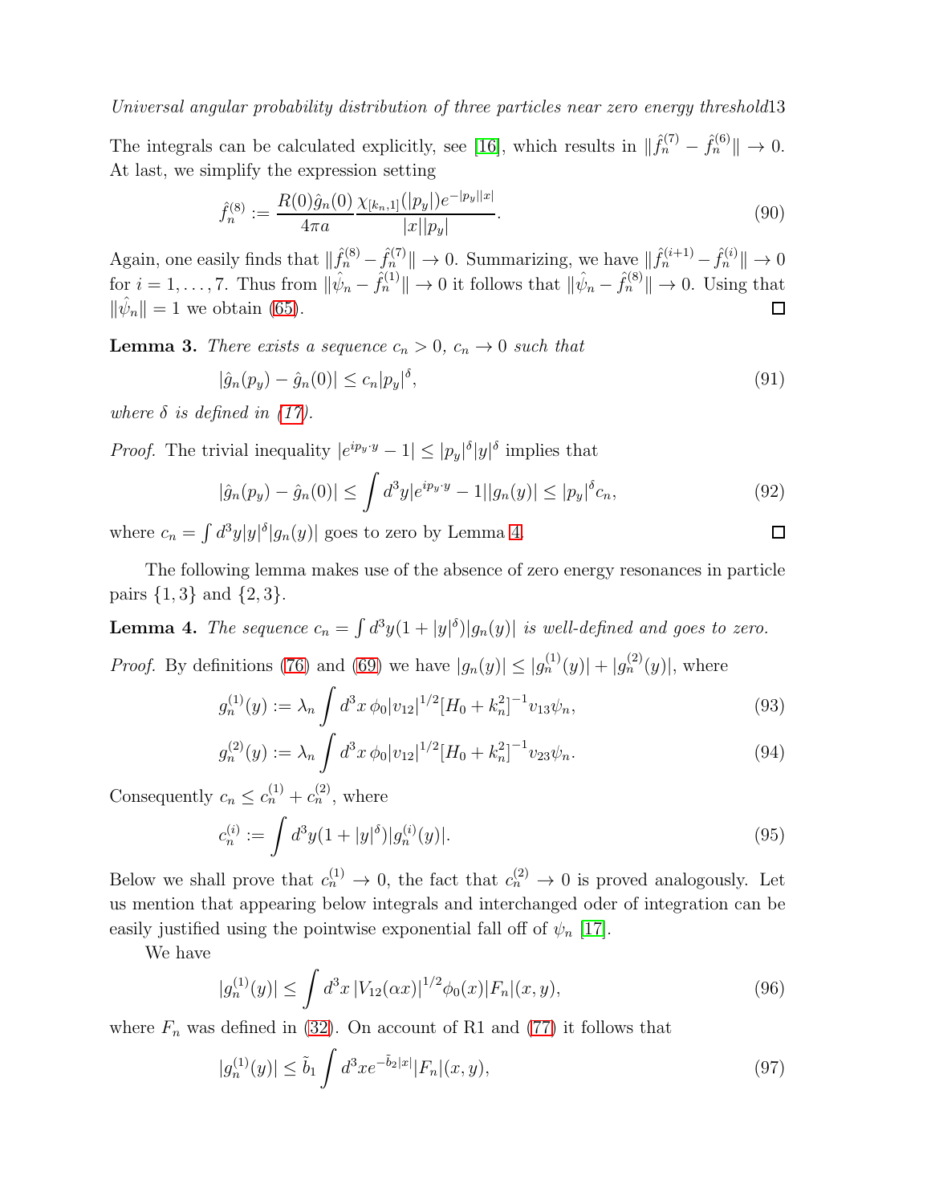The integrals can be calculated explicitly, see [16], which results in $\|\hat{f}_n^{(7)} - \hat{f}_n^{(6)}\| \to 0$. At last, we simplify the expression setting

$$\hat{f}_n^{(8)} := \frac{R(0)\hat{g}_n(0)}{4\pi a} \frac{\chi_{[k_n,1]}(|p_y|)e^{-|p_y||x|}}{|x||p_y|}. \tag{90}$$

Again, one easily finds that $\|\hat{f}_n^{(8)} - \hat{f}_n^{(7)}\| \to 0$. Summarizing, we have $\|\hat{f}_n^{(i+1)} - \hat{f}_n^{(i)}\| \to 0$ for $i = 1, \ldots, 7$. Thus from $\|\hat{\psi}_n - \hat{f}_n^{(1)}\| \to 0$ it follows that $\|\hat{\psi}_n - \hat{f}_n^{(8)}\| \to 0$. Using that $\|\hat{\psi}_n\| = 1$ we obtain (65). □

**Lemma 3.** *There exists a sequence $c_n > 0$, $c_n \to 0$ such that*

$$|\hat{g}_n(p_y) - \hat{g}_n(0)| \leq c_n |p_y|^\delta, \tag{91}$$

*where $\delta$ is defined in (17).*

*Proof.* The trivial inequality $|e^{ip_y \cdot y} - 1| \leq |p_y|^\delta |y|^\delta$ implies that

$$|\hat{g}_n(p_y) - \hat{g}_n(0)| \leq \int d^3y |e^{ip_y\cdot y} - 1||g_n(y)| \leq |p_y|^\delta c_n, \tag{92}$$

where $c_n = \int d^3y |y|^\delta |g_n(y)|$ goes to zero by Lemma 4. □

The following lemma makes use of the absence of zero energy resonances in particle pairs $\{1, 3\}$ and $\{2, 3\}$.

**Lemma 4.** *The sequence $c_n = \int d^3y(1 + |y|^\delta)|g_n(y)|$ is well-defined and goes to zero.*

*Proof.* By definitions (76) and (69) we have $|g_n(y)| \leq |g_n^{(1)}(y)| + |g_n^{(2)}(y)|$, where

$$g_n^{(1)}(y) := \lambda_n \int d^3x \, \phi_0 |v_{12}|^{1/2} [H_0 + k_n^2]^{-1} v_{13}\psi_n, \tag{93}$$

$$g_n^{(2)}(y) := \lambda_n \int d^3x \, \phi_0 |v_{12}|^{1/2} [H_0 + k_n^2]^{-1} v_{23}\psi_n. \tag{94}$$

Consequently $c_n \leq c_n^{(1)} + c_n^{(2)}$, where

$$c_n^{(i)} := \int d^3y(1 + |y|^\delta)|g_n^{(i)}(y)|. \tag{95}$$

Below we shall prove that $c_n^{(1)} \to 0$, the fact that $c_n^{(2)} \to 0$ is proved analogously. Let us mention that appearing below integrals and interchanged oder of integration can be easily justified using the pointwise exponential fall off of $\psi_n$ [17].

We have

$$|g_n^{(1)}(y)| \leq \int d^3x \, |V_{12}(\alpha x)|^{1/2} \phi_0(x) |F_n|(x, y), \tag{96}$$

where $F_n$ was defined in (32). On account of R1 and (77) it follows that

$$|g_n^{(1)}(y)| \leq \tilde{b}_1 \int d^3x e^{-\tilde{b}_2|x|} |F_n|(x, y), \tag{97}$$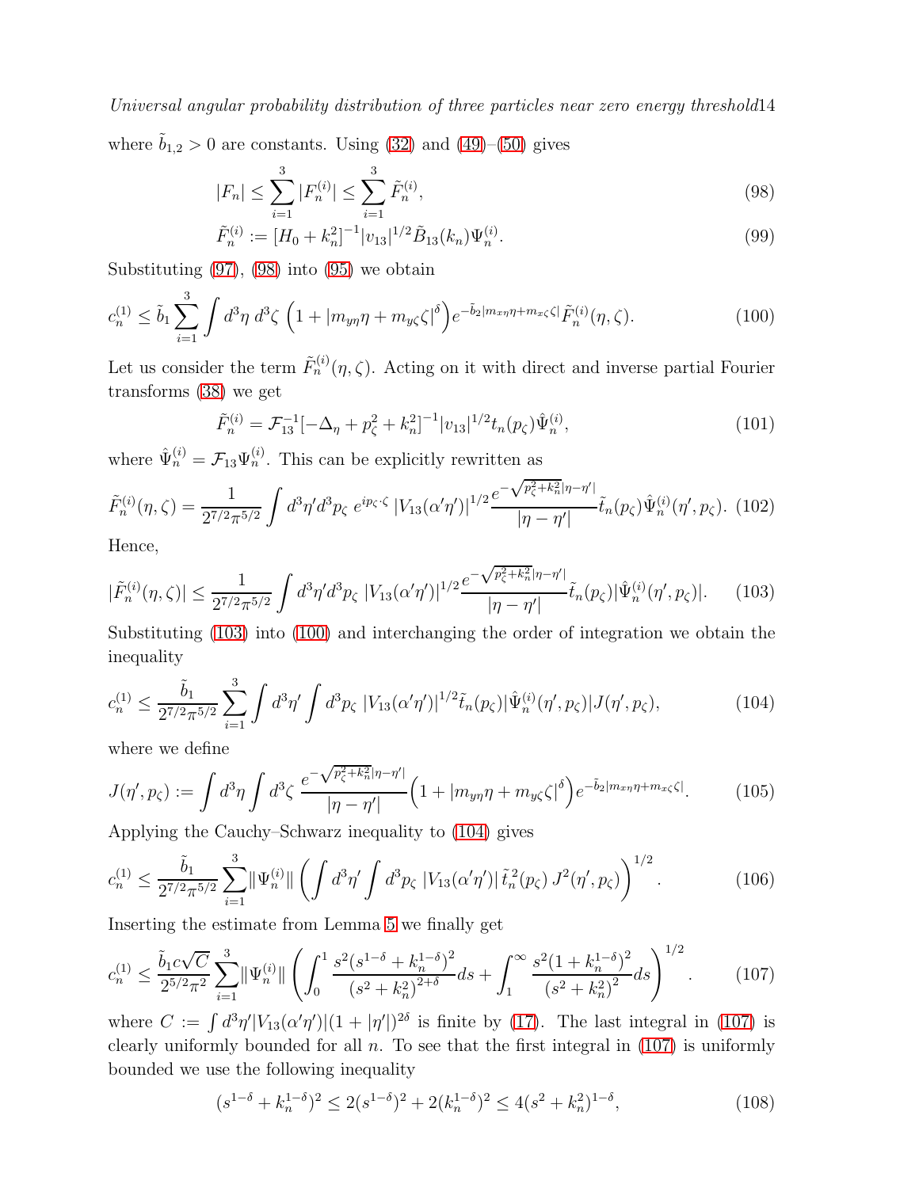where $\tilde{b}_{1,2} > 0$ are constants. Using (32) and (49)–(50) gives

$$|F_n| \leq \sum_{i=1}^{3} |F_n^{(i)}| \leq \sum_{i=1}^{3} \tilde{F}_n^{(i)}, \tag{98}$$

$$\tilde{F}_n^{(i)} := [H_0 + k_n^2]^{-1} |v_{13}|^{1/2} \tilde{B}_{13}(k_n) \Psi_n^{(i)}. \tag{99}$$

Substituting (97), (98) into (95) we obtain

$$c_n^{(1)} \leq \tilde{b}_1 \sum_{i=1}^{3} \int d^3\eta \, d^3\zeta \, \left(1 + |m_{y\eta}\eta + m_{y\zeta}\zeta|^\delta\right) e^{-\tilde{b}_2 |m_{x\eta}\eta + m_{x\zeta}\zeta|} \tilde{F}_n^{(i)}(\eta, \zeta). \tag{100}$$

Let us consider the term $\tilde{F}_n^{(i)}(\eta, \zeta)$. Acting on it with direct and inverse partial Fourier transforms (38) we get

$$\tilde{F}_n^{(i)} = \mathcal{F}_{13}^{-1} [-\Delta_\eta + p_\zeta^2 + k_n^2]^{-1} |v_{13}|^{1/2} t_n(p_\zeta) \hat{\Psi}_n^{(i)}, \tag{101}$$

where $\hat{\Psi}_n^{(i)} = \mathcal{F}_{13} \Psi_n^{(i)}$. This can be explicitly rewritten as

$$\tilde{F}_n^{(i)}(\eta, \zeta) = \frac{1}{2^{7/2}\pi^{5/2}} \int d^3\eta' d^3p_\zeta \; e^{ip_\zeta \cdot \zeta} \, |V_{13}(\alpha'\eta')|^{1/2} \frac{e^{-\sqrt{p_\zeta^2 + k_n^2}|\eta - \eta'|}}{|\eta - \eta'|} \tilde{t}_n(p_\zeta) \hat{\Psi}_n^{(i)}(\eta', p_\zeta). \tag{102}$$

Hence,

$$|\tilde{F}_n^{(i)}(\eta, \zeta)| \leq \frac{1}{2^{7/2}\pi^{5/2}} \int d^3\eta' d^3p_\zeta \; |V_{13}(\alpha'\eta')|^{1/2} \frac{e^{-\sqrt{p_\zeta^2 + k_n^2}|\eta - \eta'|}}{|\eta - \eta'|} \tilde{t}_n(p_\zeta) |\hat{\Psi}_n^{(i)}(\eta', p_\zeta)|. \tag{103}$$

Substituting (103) into (100) and interchanging the order of integration we obtain the inequality

$$c_n^{(1)} \leq \frac{\tilde{b}_1}{2^{7/2}\pi^{5/2}} \sum_{i=1}^{3} \int d^3\eta' \int d^3p_\zeta \; |V_{13}(\alpha'\eta')|^{1/2} \tilde{t}_n(p_\zeta) |\hat{\Psi}_n^{(i)}(\eta', p_\zeta)| J(\eta', p_\zeta), \tag{104}$$

where we define

$$J(\eta', p_\zeta) := \int d^3\eta \int d^3\zeta \; \frac{e^{-\sqrt{p_\zeta^2 + k_n^2}|\eta - \eta'|}}{|\eta - \eta'|} \Big(1 + |m_{y\eta}\eta + m_{y\zeta}\zeta|^\delta\Big) e^{-\tilde{b}_2 |m_{x\eta}\eta + m_{x\zeta}\zeta|}. \tag{105}$$

Applying the Cauchy–Schwarz inequality to (104) gives

$$c_n^{(1)} \leq \frac{\tilde{b}_1}{2^{7/2}\pi^{5/2}} \sum_{i=1}^{3} \|\Psi_n^{(i)}\| \left( \int d^3\eta' \int d^3p_\zeta \; |V_{13}(\alpha'\eta')| \, \tilde{t}_n^2(p_\zeta) \, J^2(\eta', p_\zeta) \right)^{1/2}. \tag{106}$$

Inserting the estimate from Lemma 5 we finally get

$$c_n^{(1)} \leq \frac{\tilde{b}_1 c\sqrt{C}}{2^{5/2}\pi^2} \sum_{i=1}^{3} \|\Psi_n^{(i)}\| \left( \int_0^1 \frac{s^2(s^{1-\delta} + k_n^{1-\delta})^2}{(s^2 + k_n^2)^{2+\delta}} ds + \int_1^\infty \frac{s^2(1 + k_n^{1-\delta})^2}{(s^2 + k_n^2)^2} ds \right)^{1/2}. \tag{107}$$

where $C := \int d^3\eta' |V_{13}(\alpha'\eta')| (1 + |\eta'|)^{2\delta}$ is finite by (17). The last integral in (107) is clearly uniformly bounded for all $n$. To see that the first integral in (107) is uniformly bounded we use the following inequality

$$(s^{1-\delta} + k_n^{1-\delta})^2 \leq 2(s^{1-\delta})^2 + 2(k_n^{1-\delta})^2 \leq 4(s^2 + k_n^2)^{1-\delta}, \tag{108}$$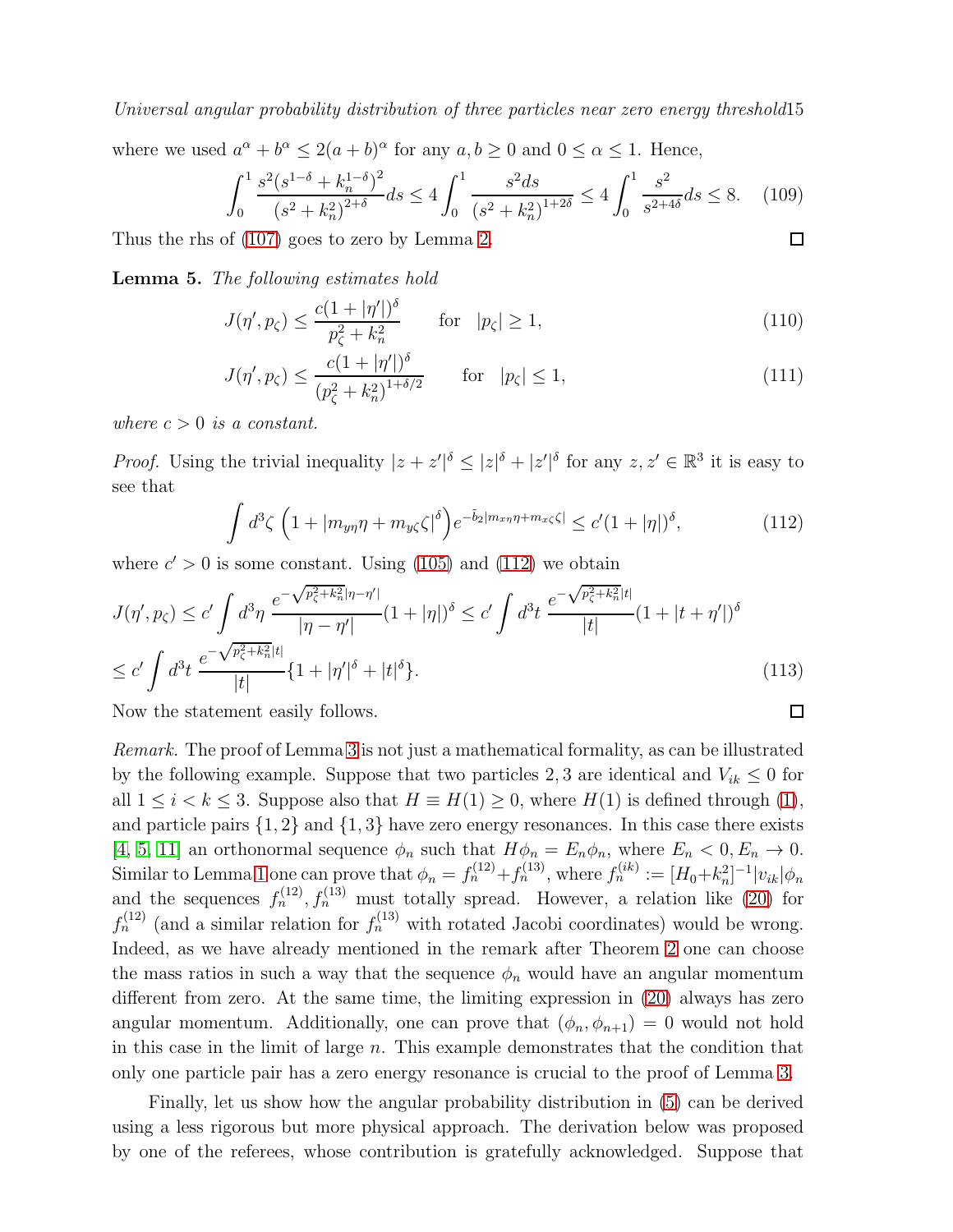where we used $a^\alpha + b^\alpha \leq 2(a+b)^\alpha$ for any $a, b \geq 0$ and $0 \leq \alpha \leq 1$. Hence,

$$\int_0^1 \frac{s^2(s^{1-\delta} + k_n^{1-\delta})^2}{(s^2+k_n^2)^{2+\delta}} ds \leq 4 \int_0^1 \frac{s^2 ds}{(s^2+k_n^2)^{1+2\delta}} \leq 4 \int_0^1 \frac{s^2}{s^{2+4\delta}} ds \leq 8. \quad (109)$$

Thus the rhs of (107) goes to zero by Lemma 2. ☐

**Lemma 5.** *The following estimates hold*

$$J(\eta', p_\zeta) \leq \frac{c(1+|\eta'|)^\delta}{p_\zeta^2 + k_n^2} \qquad \text{for} \quad |p_\zeta| \geq 1, \quad (110)$$

$$J(\eta', p_\zeta) \leq \frac{c(1+|\eta'|)^\delta}{(p_\zeta^2 + k_n^2)^{1+\delta/2}} \qquad \text{for} \quad |p_\zeta| \leq 1, \quad (111)$$

*where $c > 0$ is a constant.*

*Proof.* Using the trivial inequality $|z + z'|^\delta \leq |z|^\delta + |z'|^\delta$ for any $z, z' \in \mathbb{R}^3$ it is easy to see that

$$\int d^3\zeta \, \Big(1 + |m_{y\eta}\eta + m_{y\zeta}\zeta|^\delta\Big) e^{-\tilde{b}_2 |m_{x\eta}\eta + m_{x\zeta}\zeta|} \leq c'(1+|\eta|)^\delta, \quad (112)$$

where $c' > 0$ is some constant. Using (105) and (112) we obtain

$$J(\eta', p_\zeta) \leq c' \int d^3\eta \, \frac{e^{-\sqrt{p_\zeta^2+k_n^2}|\eta-\eta'|}}{|\eta-\eta'|}(1+|\eta|)^\delta \leq c' \int d^3t \, \frac{e^{-\sqrt{p_\zeta^2+k_n^2}|t|}}{|t|}(1+|t+\eta'|)^\delta$$

$$\leq c' \int d^3t \, \frac{e^{-\sqrt{p_\zeta^2+k_n^2}|t|}}{|t|}\{1 + |\eta'|^\delta + |t|^\delta\}. \quad (113)$$

Now the statement easily follows. ☐

*Remark.* The proof of Lemma 3 is not just a mathematical formality, as can be illustrated by the following example. Suppose that two particles 2, 3 are identical and $V_{ik} \leq 0$ for all $1 \leq i < k \leq 3$. Suppose also that $H \equiv H(1) \geq 0$, where $H(1)$ is defined through (1), and particle pairs $\{1,2\}$ and $\{1,3\}$ have zero energy resonances. In this case there exists [4, 5, 11] an orthonormal sequence $\phi_n$ such that $H\phi_n = E_n\phi_n$, where $E_n < 0, E_n \to 0$. Similar to Lemma 1 one can prove that $\phi_n = f_n^{(12)} + f_n^{(13)}$, where $f_n^{(ik)} := [H_0 + k_n^2]^{-1}|v_{ik}|\phi_n$ and the sequences $f_n^{(12)}, f_n^{(13)}$ must totally spread. However, a relation like (20) for $f_n^{(12)}$ (and a similar relation for $f_n^{(13)}$ with rotated Jacobi coordinates) would be wrong. Indeed, as we have already mentioned in the remark after Theorem 2 one can choose the mass ratios in such a way that the sequence $\phi_n$ would have an angular momentum different from zero. At the same time, the limiting expression in (20) always has zero angular momentum. Additionally, one can prove that $(\phi_n, \phi_{n+1}) = 0$ would not hold in this case in the limit of large $n$. This example demonstrates that the condition that only one particle pair has a zero energy resonance is crucial to the proof of Lemma 3.

Finally, let us show how the angular probability distribution in (5) can be derived using a less rigorous but more physical approach. The derivation below was proposed by one of the referees, whose contribution is gratefully acknowledged. Suppose that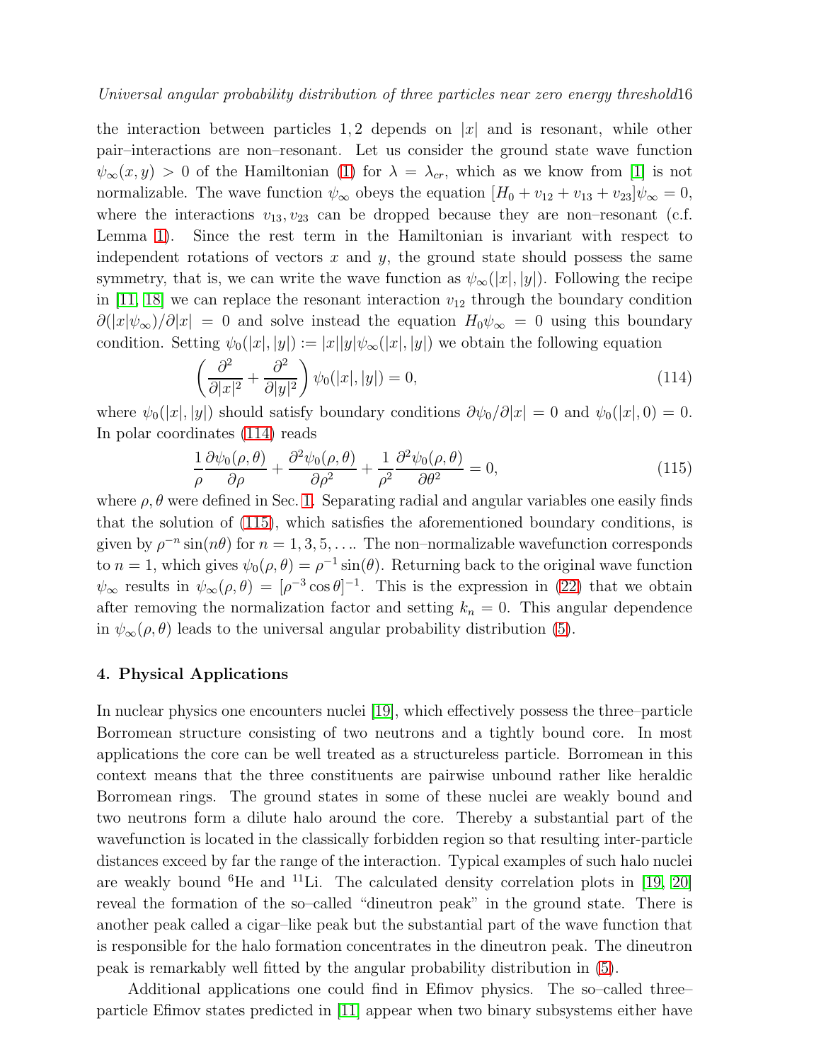the interaction between particles $1, 2$ depends on $|x|$ and is resonant, while other pair–interactions are non–resonant. Let us consider the ground state wave function $\psi_\infty(x, y) > 0$ of the Hamiltonian (1) for $\lambda = \lambda_{cr}$, which as we know from [1] is not normalizable. The wave function $\psi_\infty$ obeys the equation $[H_0 + v_{12} + v_{13} + v_{23}]\psi_\infty = 0$, where the interactions $v_{13}, v_{23}$ can be dropped because they are non–resonant (c.f. Lemma 1). Since the rest term in the Hamiltonian is invariant with respect to independent rotations of vectors $x$ and $y$, the ground state should possess the same symmetry, that is, we can write the wave function as $\psi_\infty(|x|, |y|)$. Following the recipe in [11, 18] we can replace the resonant interaction $v_{12}$ through the boundary condition $\partial(|x|\psi_\infty)/\partial|x| = 0$ and solve instead the equation $H_0\psi_\infty = 0$ using this boundary condition. Setting $\psi_0(|x|, |y|) := |x||y|\psi_\infty(|x|, |y|)$ we obtain the following equation

$$\left( \frac{\partial^2}{\partial |x|^2} + \frac{\partial^2}{\partial |y|^2} \right) \psi_0(|x|, |y|) = 0, \tag{114}$$

where $\psi_0(|x|, |y|)$ should satisfy boundary conditions $\partial\psi_0/\partial|x| = 0$ and $\psi_0(|x|, 0) = 0$. In polar coordinates (114) reads

$$\frac{1}{\rho}\frac{\partial \psi_0(\rho, \theta)}{\partial \rho} + \frac{\partial^2 \psi_0(\rho, \theta)}{\partial \rho^2} + \frac{1}{\rho^2}\frac{\partial^2 \psi_0(\rho, \theta)}{\partial \theta^2} = 0, \tag{115}$$

where $\rho, \theta$ were defined in Sec. 1. Separating radial and angular variables one easily finds that the solution of (115), which satisfies the aforementioned boundary conditions, is given by $\rho^{-n}\sin(n\theta)$ for $n = 1, 3, 5, \ldots$. The non–normalizable wavefunction corresponds to $n = 1$, which gives $\psi_0(\rho, \theta) = \rho^{-1}\sin(\theta)$. Returning back to the original wave function $\psi_\infty$ results in $\psi_\infty(\rho, \theta) = [\rho^{-3}\cos\theta]^{-1}$. This is the expression in (22) that we obtain after removing the normalization factor and setting $k_n = 0$. This angular dependence in $\psi_\infty(\rho, \theta)$ leads to the universal angular probability distribution (5).

## 4. Physical Applications

In nuclear physics one encounters nuclei [19], which effectively possess the three–particle Borromean structure consisting of two neutrons and a tightly bound core. In most applications the core can be well treated as a structureless particle. Borromean in this context means that the three constituents are pairwise unbound rather like heraldic Borromean rings. The ground states in some of these nuclei are weakly bound and two neutrons form a dilute halo around the core. Thereby a substantial part of the wavefunction is located in the classically forbidden region so that resulting inter-particle distances exceed by far the range of the interaction. Typical examples of such halo nuclei are weakly bound $^6$He and $^{11}$Li. The calculated density correlation plots in [19, 20] reveal the formation of the so–called "dineutron peak" in the ground state. There is another peak called a cigar–like peak but the substantial part of the wave function that is responsible for the halo formation concentrates in the dineutron peak. The dineutron peak is remarkably well fitted by the angular probability distribution in (5).

Additional applications one could find in Efimov physics. The so–called three–particle Efimov states predicted in [11] appear when two binary subsystems either have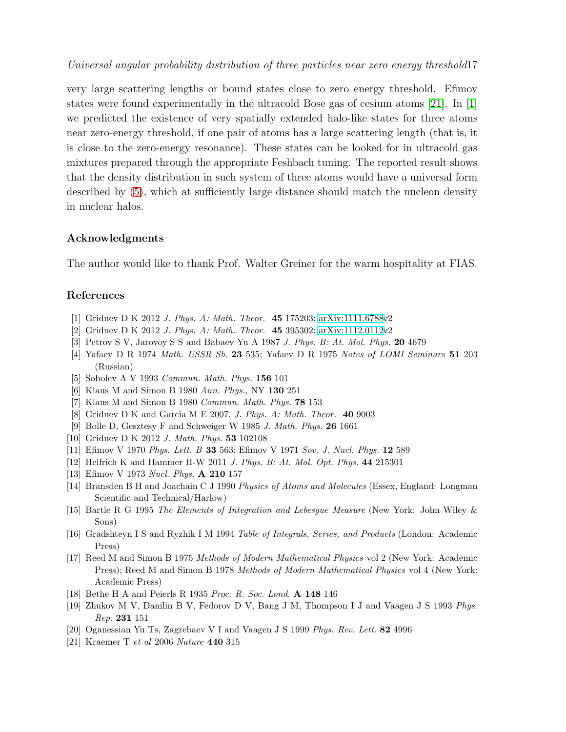very large scattering lengths or bound states close to zero energy threshold. Efimov states were found experimentally in the ultracold Bose gas of cesium atoms [21]. In [1] we predicted the existence of very spatially extended halo-like states for three atoms near zero-energy threshold, if one pair of atoms has a large scattering length (that is, it is close to the zero-energy resonance). These states can be looked for in ultracold gas mixtures prepared through the appropriate Feshbach tuning. The reported result shows that the density distribution in such system of three atoms would have a universal form described by (5), which at sufficiently large distance should match the nucleon density in nuclear halos.

### Acknowledgments

The author would like to thank Prof. Walter Greiner for the warm hospitality at FIAS.

### References

- [1] Gridnev D K 2012 *J. Phys. A: Math. Theor.* **45** 175203; arXiv:1111.6788v2
- [2] Gridnev D K 2012 *J. Phys. A: Math. Theor.* **45** 395302; arXiv:1112.0112v2
- [3] Petrov S V, Jarovoy S S and Babaev Yu A 1987 *J. Phys. B: At. Mol. Phys.* **20** 4679
- [4] Yafaev D R 1974 *Math. USSR Sb.* **23** 535; Yafaev D R 1975 *Notes of LOMI Seminars* **51** 203 (Russian)
- [5] Sobolev A V 1993 *Commun. Math. Phys.* **156** 101
- [6] Klaus M and Simon B 1980 *Ann. Phys.*, NY **130** 251
- [7] Klaus M and Simon B 1980 *Commun. Math. Phys.* **78** 153
- [8] Gridnev D K and Garcia M E 2007, *J. Phys. A: Math. Theor.* **40** 9003
- [9] Bolle D, Gesztesy F and Schweiger W 1985 *J. Math. Phys.* **26** 1661
- [10] Gridnev D K 2012 *J. Math. Phys.* **53** 102108
- [11] Efimov V 1970 *Phys. Lett. B* **33** 563; Efimov V 1971 *Sov. J. Nucl. Phys.* **12** 589
- [12] Helfrich K and Hammer H-W 2011 *J. Phys. B: At. Mol. Opt. Phys.* **44** 215301
- [13] Efimov V 1973 *Nucl. Phys.* **A 210** 157
- [14] Bransden B H and Joachain C J 1990 *Physics of Atoms and Molecules* (Essex, England: Longman Scientific and Technical/Harlow)
- [15] Bartle R G 1995 *The Elements of Integration and Lebesgue Measure* (New York: John Wiley & Sons)
- [16] Gradshteyn I S and Ryzhik I M 1994 *Table of Integrals, Series, and Products* (London: Academic Press)
- [17] Reed M and Simon B 1975 *Methods of Modern Mathematical Physics* vol 2 (New York: Academic Press); Reed M and Simon B 1978 *Methods of Modern Mathematical Physics* vol 4 (New York: Academic Press)
- [18] Bethe H A and Peierls R 1935 *Proc. R. Soc. Lond.* **A 148** 146
- [19] Zhukov M V, Danilin B V, Fedorov D V, Bang J M, Thompson I J and Vaagen J S 1993 *Phys. Rep.* **231** 151
- [20] Oganessian Yu Ts, Zagrebaev V I and Vaagen J S 1999 *Phys. Rev. Lett.* **82** 4996
- [21] Kraemer T *et al* 2006 *Nature* **440** 315